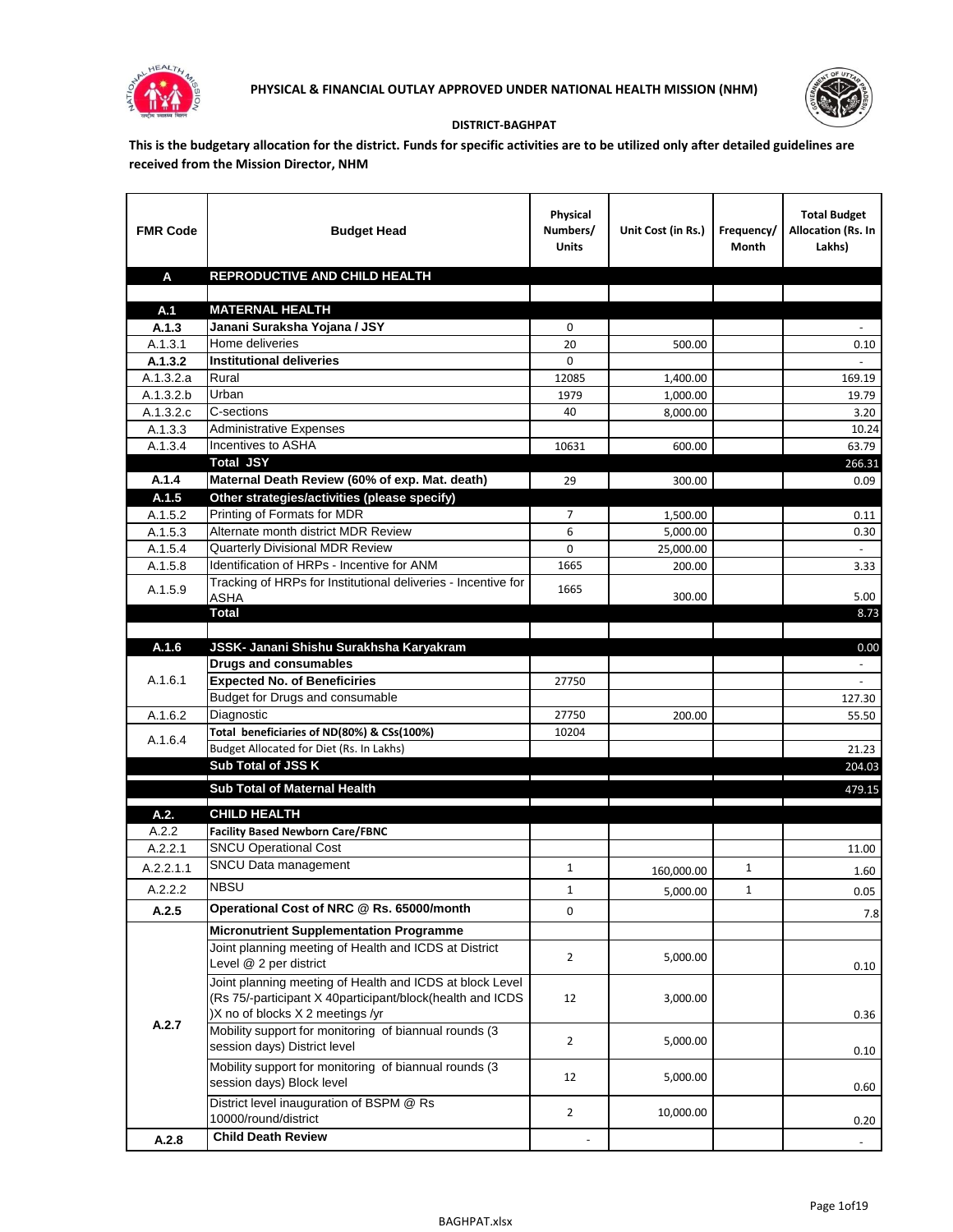**PHYSICAL & FINANCIAL OUTLAY APPROVED UNDER NATIONAL HEALTH MISSION (NHM)**

**DISTRICT-BAGHPAT**

**This is the budgetary allocation for the district. Funds for specific activities are to be utilized only after detailed guidelines are received from the Mission Director, NHM**

| FMR Code | Budget Head | Physical Numbers/ Units | Unit Cost (in Rs.) | Frequency/ Month | Total Budget Allocation (Rs. In Lakhs) |
|---|---|---|---|---|---|
| **A** | **REPRODUCTIVE AND CHILD HEALTH** | | | | |
| | | | | | |
| **A.1** | **MATERNAL HEALTH** | | | | |
| **A.1.3** | **Janani Suraksha Yojana / JSY** | 0 | | | - |
| A.1.3.1 | Home deliveries | 20 | 500.00 | | 0.10 |
| **A.1.3.2** | **Institutional deliveries** | 0 | | | - |
| A.1.3.2.a | Rural | 12085 | 1,400.00 | | 169.19 |
| A.1.3.2.b | Urban | 1979 | 1,000.00 | | 19.79 |
| A.1.3.2.c | C-sections | 40 | 8,000.00 | | 3.20 |
| A.1.3.3 | Administrative Expenses | | | | 10.24 |
| A.1.3.4 | Incentives to ASHA | 10631 | 600.00 | | 63.79 |
| | **Total JSY** | | | | 266.31 |
| **A.1.4** | **Maternal Death Review (60% of exp. Mat. death)** | 29 | 300.00 | | 0.09 |
| **A.1.5** | **Other strategies/activities (please specify)** | | | | |
| A.1.5.2 | Printing of Formats for MDR | 7 | 1,500.00 | | 0.11 |
| A.1.5.3 | Alternate month district MDR Review | 6 | 5,000.00 | | 0.30 |
| A.1.5.4 | Quarterly Divisional MDR Review | 0 | 25,000.00 | | - |
| A.1.5.8 | Identification of HRPs - Incentive for ANM | 1665 | 200.00 | | 3.33 |
| A.1.5.9 | Tracking of HRPs for Institutional deliveries - Incentive for ASHA | 1665 | 300.00 | | 5.00 |
| | **Total** | | | | 8.73 |
| | | | | | |
| **A.1.6** | **JSSK- Janani Shishu Surakhsha Karyakram** | | | | 0.00 |
| A.1.6.1 | **Drugs and consumables** | | | | - |
| | **Expected No. of Beneficiries** | 27750 | | | - |
| | Budget for Drugs and consumable | | | | 127.30 |
| A.1.6.2 | Diagnostic | 27750 | 200.00 | | 55.50 |
| A.1.6.4 | **Total beneficiaries of ND(80%) & CSs(100%)** | 10204 | | | |
| | Budget Allocated for Diet (Rs. In Lakhs) | | | | 21.23 |
| | **Sub Total of JSS K** | | | | 204.03 |
| | **Sub Total of Maternal Health** | | | | 479.15 |
| **A.2.** | **CHILD HEALTH** | | | | |
| A.2.2 | **Facility Based Newborn Care/FBNC** | | | | |
| A.2.2.1 | SNCU Operational Cost | | | | 11.00 |
| A.2.2.1.1 | SNCU Data management | 1 | 160,000.00 | 1 | 1.60 |
| A.2.2.2 | NBSU | 1 | 5,000.00 | 1 | 0.05 |
| **A.2.5** | **Operational Cost of NRC @ Rs. 65000/month** | 0 | | | 7.8 |
| A.2.7 | **Micronutrient Supplementation Programme** | | | | |
| | Joint planning meeting of Health and ICDS at District Level @ 2 per district | 2 | 5,000.00 | | 0.10 |
| | Joint planning meeting of Health and ICDS at block Level (Rs 75/-participant X 40participant/block(health and ICDS )X no of blocks X 2 meetings /yr | 12 | 3,000.00 | | 0.36 |
| | Mobility support for monitoring of biannual rounds (3 session days) District level | 2 | 5,000.00 | | 0.10 |
| | Mobility support for monitoring of biannual rounds (3 session days) Block level | 12 | 5,000.00 | | 0.60 |
| | District level inauguration of BSPM @ Rs 10000/round/district | 2 | 10,000.00 | | 0.20 |
| **A.2.8** | **Child Death Review** | - | | | - |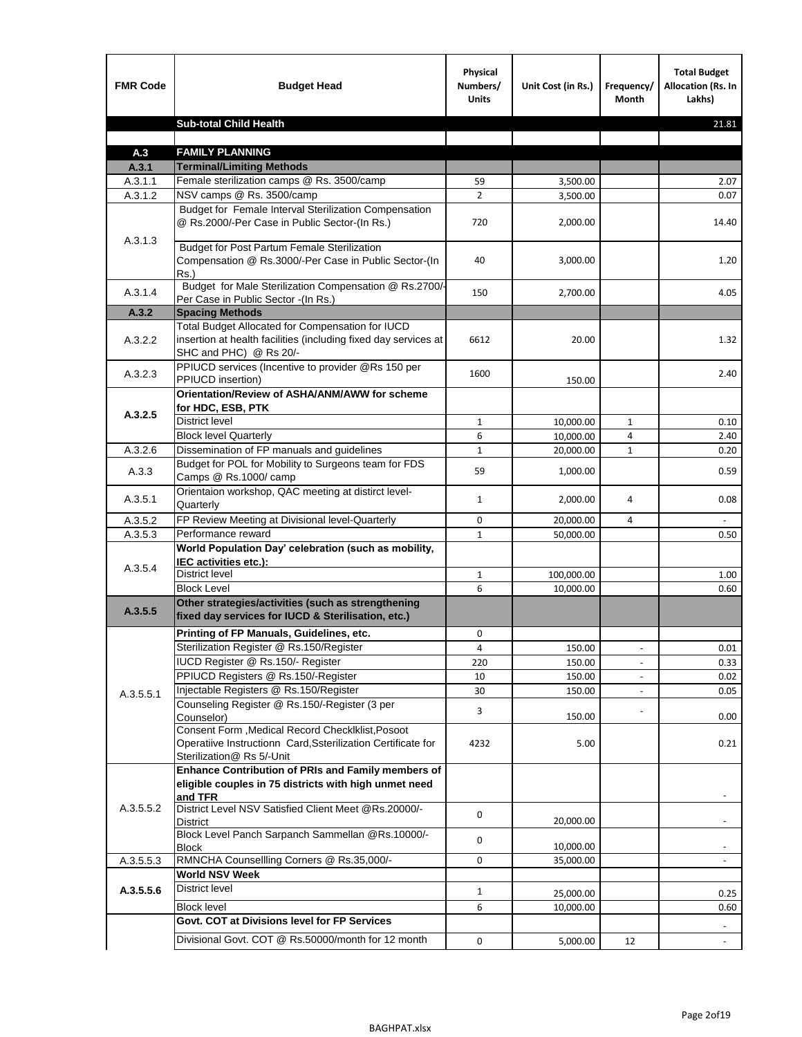| FMR Code | Budget Head | Physical Numbers/ Units | Unit Cost (in Rs.) | Frequency/ Month | Total Budget Allocation (Rs. In Lakhs) |
|---|---|---|---|---|---|
| | **Sub-total Child Health** | | | | 21.81 |
| | | | | | |
| **A.3** | **FAMILY PLANNING** | | | | |
| **A.3.1** | **Terminal/Limiting Methods** | | | | |
| A.3.1.1 | Female sterilization camps @ Rs. 3500/camp | 59 | 3,500.00 | | 2.07 |
| A.3.1.2 | NSV camps @ Rs. 3500/camp | 2 | 3,500.00 | | 0.07 |
| A.3.1.3 | Budget for Female Interval Sterilization Compensation @ Rs.2000/-Per Case in Public Sector-(In Rs.) | 720 | 2,000.00 | | 14.40 |
| | Budget for Post Partum Female Sterilization Compensation @ Rs.3000/-Per Case in Public Sector-(In Rs.) | 40 | 3,000.00 | | 1.20 |
| A.3.1.4 | Budget for Male Sterilization Compensation @ Rs.2700/-Per Case in Public Sector -(In Rs.) | 150 | 2,700.00 | | 4.05 |
| **A.3.2** | **Spacing Methods** | | | | |
| A.3.2.2 | Total Budget Allocated for Compensation for IUCD insertion at health facilities (including fixed day services at SHC and PHC) @ Rs 20/- | 6612 | 20.00 | | 1.32 |
| A.3.2.3 | PPIUCD services (Incentive to provider @Rs 150 per PPIUCD insertion) | 1600 | 150.00 | | 2.40 |
| **A.3.2.5** | **Orientation/Review of ASHA/ANM/AWW for scheme for HDC, ESB, PTK** | | | | |
| | District level | 1 | 10,000.00 | 1 | 0.10 |
| | Block level Quarterly | 6 | 10,000.00 | 4 | 2.40 |
| A.3.2.6 | Dissemination of FP manuals and guidelines | 1 | 20,000.00 | 1 | 0.20 |
| A.3.3 | Budget for POL for Mobility to Surgeons team for FDS Camps @ Rs.1000/ camp | 59 | 1,000.00 | | 0.59 |
| A.3.5.1 | Orientaion workshop, QAC meeting at distirct level-Quarterly | 1 | 2,000.00 | 4 | 0.08 |
| A.3.5.2 | FP Review Meeting at Divisional level-Quarterly | 0 | 20,000.00 | 4 | - |
| A.3.5.3 | Performance reward | 1 | 50,000.00 | | 0.50 |
| A.3.5.4 | **World Population Day' celebration (such as mobility, IEC activities etc.):** | | | | |
| | District level | 1 | 100,000.00 | | 1.00 |
| | Block Level | 6 | 10,000.00 | | 0.60 |
| **A.3.5.5** | **Other strategies/activities (such as strengthening fixed day services for IUCD & Sterilisation, etc.)** | | | | |
| A.3.5.5.1 | **Printing of FP Manuals, Guidelines, etc.** | 0 | | | |
| | Sterilization Register @ Rs.150/Register | 4 | 150.00 | - | 0.01 |
| | IUCD Register @ Rs.150/- Register | 220 | 150.00 | - | 0.33 |
| | PPIUCD Registers @ Rs.150/-Register | 10 | 150.00 | - | 0.02 |
| | Injectable Registers @ Rs.150/Register | 30 | 150.00 | - | 0.05 |
| | Counseling Register @ Rs.150/-Register (3 per Counselor) | 3 | 150.00 | - | 0.00 |
| | Consent Form ,Medical Record Checklklist,Posoot Operatiive Instructionn Card,Ssterilization Certificate for Sterilization@ Rs 5/-Unit | 4232 | 5.00 | | 0.21 |
| A.3.5.5.2 | **Enhance Contribution of PRIs and Family members of eligible couples in 75 districts with high unmet need and TFR** | | | | - |
| | District Level NSV Satisfied Client Meet @Rs.20000/-District | 0 | 20,000.00 | | - |
| | Block Level Panch Sarpanch Sammellan @Rs.10000/-Block | 0 | 10,000.00 | | - |
| A.3.5.5.3 | RMNCHA Counsellling Corners @ Rs.35,000/- | 0 | 35,000.00 | | - |
| **A.3.5.5.6** | **World NSV Week** | | | | |
| | District level | 1 | 25,000.00 | | 0.25 |
| | Block level | 6 | 10,000.00 | | 0.60 |
| | **Govt. COT at Divisions level for FP Services** | | | | - |
| | Divisional Govt. COT @ Rs.50000/month for 12 month | 0 | 5,000.00 | 12 | - |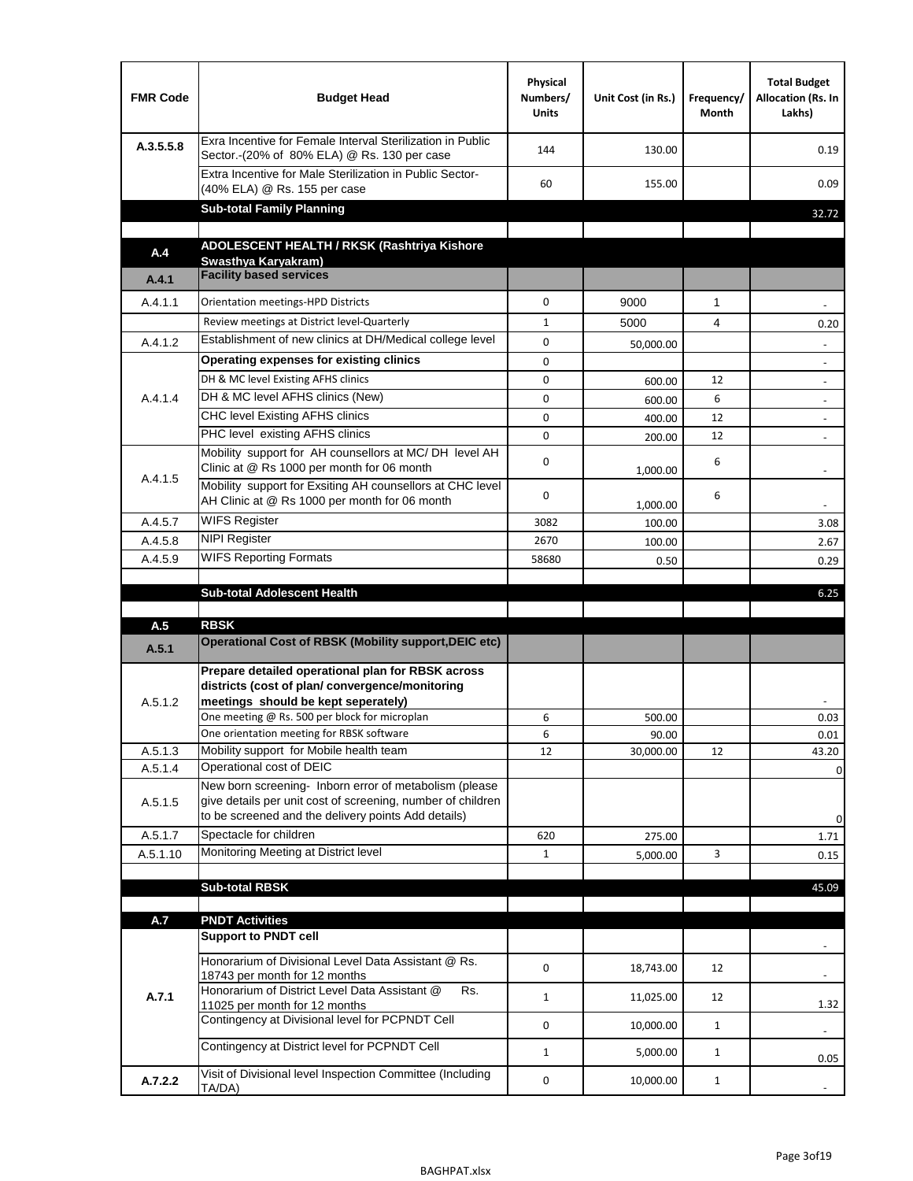| FMR Code | Budget Head | Physical Numbers/ Units | Unit Cost (in Rs.) | Frequency/ Month | Total Budget Allocation (Rs. In Lakhs) |
|---|---|---|---|---|---|
| A.3.5.5.8 | Exra Incentive for Female Interval Sterilization in Public Sector.-(20% of 80% ELA) @ Rs. 130 per case | 144 | 130.00 | | 0.19 |
| | Extra Incentive for Male Sterilization in Public Sector-(40% ELA) @ Rs. 155 per case | 60 | 155.00 | | 0.09 |
| | **Sub-total Family Planning** | | | | 32.72 |
| | | | | | |
| **A.4** | **ADOLESCENT HEALTH / RKSK (Rashtriya Kishore Swasthya Karyakram)** | | | | |
| **A.4.1** | **Facility based services** | | | | |
| A.4.1.1 | Orientation meetings-HPD Districts | 0 | 9000 | 1 | - |
| | Review meetings at District level-Quarterly | 1 | 5000 | 4 | 0.20 |
| A.4.1.2 | Establishment of new clinics at DH/Medical college level | 0 | 50,000.00 | | - |
| A.4.1.4 | **Operating expenses for existing clinics** | 0 | | | - |
| | DH & MC level Existing AFHS clinics | 0 | 600.00 | 12 | - |
| | DH & MC level AFHS clinics (New) | 0 | 600.00 | 6 | - |
| | CHC level Existing AFHS clinics | 0 | 400.00 | 12 | - |
| | PHC level existing AFHS clinics | 0 | 200.00 | 12 | - |
| A.4.1.5 | Mobility support for AH counsellors at MC/ DH level AH Clinic at @ Rs 1000 per month for 06 month | 0 | 1,000.00 | 6 | - |
| | Mobility support for Exsiting AH counsellors at CHC level AH Clinic at @ Rs 1000 per month for 06 month | 0 | 1,000.00 | 6 | - |
| A.4.5.7 | WIFS Register | 3082 | 100.00 | | 3.08 |
| A.4.5.8 | NIPI Register | 2670 | 100.00 | | 2.67 |
| A.4.5.9 | WIFS Reporting Formats | 58680 | 0.50 | | 0.29 |
| | | | | | |
| | **Sub-total Adolescent Health** | | | | 6.25 |
| | | | | | |
| **A.5** | **RBSK** | | | | |
| **A.5.1** | **Operational Cost of RBSK (Mobility support,DEIC etc)** | | | | |
| A.5.1.2 | **Prepare detailed operational plan for RBSK across districts (cost of plan/ convergence/monitoring meetings should be kept seperately)** | | | | - |
| | One meeting @ Rs. 500 per block for microplan | 6 | 500.00 | | 0.03 |
| | One orientation meeting for RBSK software | 6 | 90.00 | | 0.01 |
| A.5.1.3 | Mobility support for Mobile health team | 12 | 30,000.00 | 12 | 43.20 |
| A.5.1.4 | Operational cost of DEIC | | | | 0 |
| A.5.1.5 | New born screening- Inborn error of metabolism (please give details per unit cost of screening, number of children to be screened and the delivery points Add details) | | | | 0 |
| A.5.1.7 | Spectacle for children | 620 | 275.00 | | 1.71 |
| A.5.1.10 | Monitoring Meeting at District level | 1 | 5,000.00 | 3 | 0.15 |
| | | | | | |
| | **Sub-total RBSK** | | | | 45.09 |
| | | | | | |
| **A.7** | **PNDT Activities** | | | | |
| **A.7.1** | **Support to PNDT cell** | | | | - |
| | Honorarium of Divisional Level Data Assistant @ Rs. 18743 per month for 12 months | 0 | 18,743.00 | 12 | - |
| | Honorarium of District Level Data Assistant @ Rs. 11025 per month for 12 months | 1 | 11,025.00 | 12 | 1.32 |
| | Contingency at Divisional level for PCPNDT Cell | 0 | 10,000.00 | 1 | - |
| | Contingency at District level for PCPNDT Cell | 1 | 5,000.00 | 1 | 0.05 |
| **A.7.2.2** | Visit of Divisional level Inspection Committee (Including TA/DA) | 0 | 10,000.00 | 1 | - |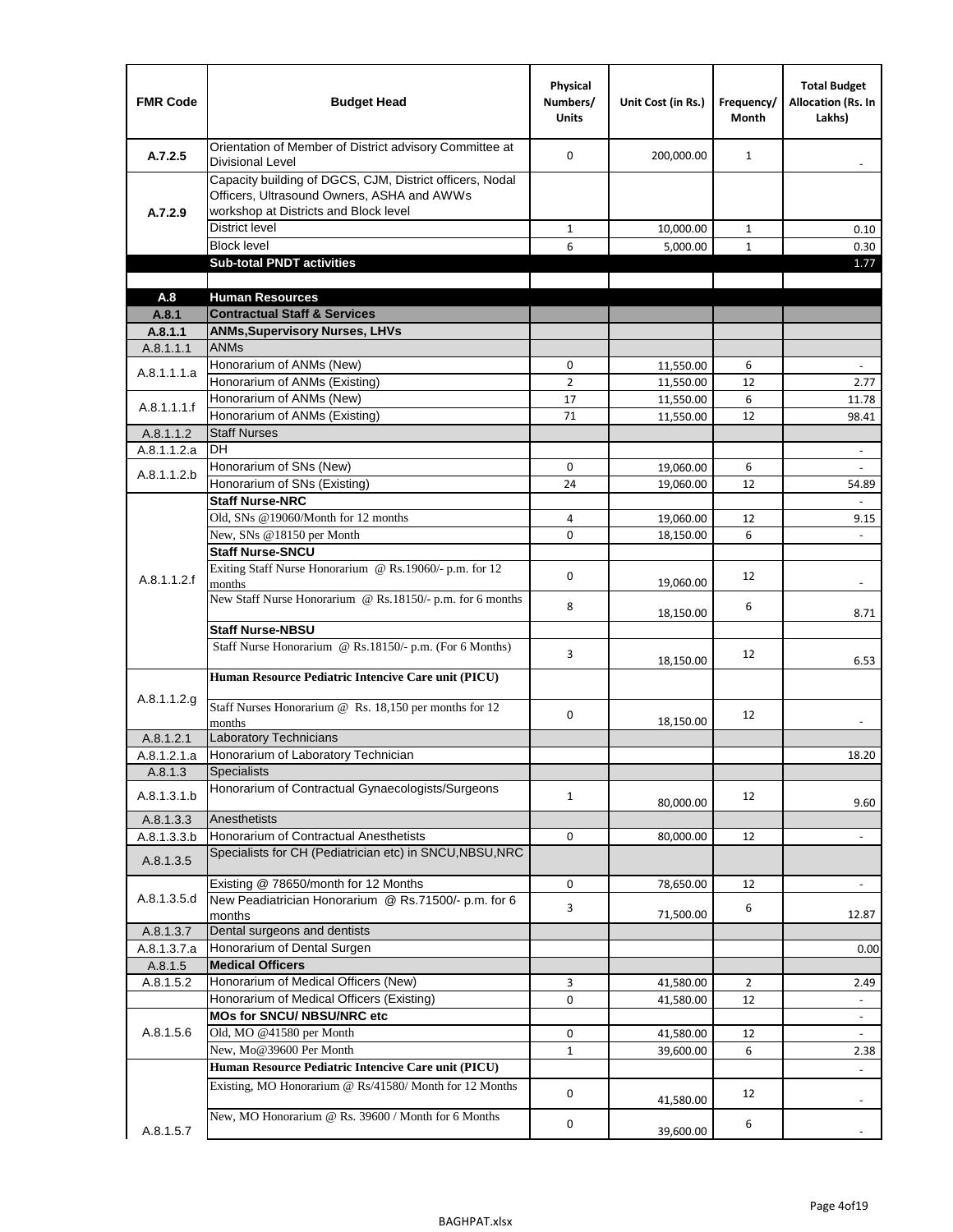| FMR Code | Budget Head | Physical Numbers/ Units | Unit Cost (in Rs.) | Frequency/ Month | Total Budget Allocation (Rs. In Lakhs) |
|---|---|---|---|---|---|
| A.7.2.5 | Orientation of Member of District advisory Committee at Divisional Level | 0 | 200,000.00 | 1 | - |
| A.7.2.9 | Capacity building of DGCS, CJM, District officers, Nodal Officers, Ultrasound Owners, ASHA and AWWs workshop at Districts and Block level | | | | |
| | District level | 1 | 10,000.00 | 1 | 0.10 |
| | Block level | 6 | 5,000.00 | 1 | 0.30 |
| | **Sub-total PNDT activities** | | | | 1.77 |
| | | | | | |
| **A.8** | **Human Resources** | | | | |
| **A.8.1** | **Contractual Staff & Services** | | | | |
| **A.8.1.1** | **ANMs,Supervisory Nurses, LHVs** | | | | |
| A.8.1.1.1 | ANMs | | | | |
| A.8.1.1.1.a | Honorarium of ANMs (New) | 0 | 11,550.00 | 6 | - |
| | Honorarium of ANMs (Existing) | 2 | 11,550.00 | 12 | 2.77 |
| A.8.1.1.1.f | Honorarium of ANMs (New) | 17 | 11,550.00 | 6 | 11.78 |
| | Honorarium of ANMs (Existing) | 71 | 11,550.00 | 12 | 98.41 |
| A.8.1.1.2 | Staff Nurses | | | | |
| A.8.1.1.2.a | DH | | | | - |
| A.8.1.1.2.b | Honorarium of SNs (New) | 0 | 19,060.00 | 6 | - |
| | Honorarium of SNs (Existing) | 24 | 19,060.00 | 12 | 54.89 |
| A.8.1.1.2.f | **Staff Nurse-NRC** | | | | - |
| | Old, SNs @19060/Month for 12 months | 4 | 19,060.00 | 12 | 9.15 |
| | New, SNs @18150 per Month | 0 | 18,150.00 | 6 | - |
| | **Staff Nurse-SNCU** | | | | |
| | Exiting Staff Nurse Honorarium @ Rs.19060/- p.m. for 12 months | 0 | 19,060.00 | 12 | - |
| | New Staff Nurse Honorarium @ Rs.18150/- p.m. for 6 months | 8 | 18,150.00 | 6 | 8.71 |
| | **Staff Nurse-NBSU** | | | | |
| | Staff Nurse Honorarium @ Rs.18150/- p.m. (For 6 Months) | 3 | 18,150.00 | 12 | 6.53 |
| A.8.1.1.2.g | **Human Resource Pediatric Intencive Care unit (PICU)** | | | | |
| | Staff Nurses Honorarium @ Rs. 18,150 per months for 12 months | 0 | 18,150.00 | 12 | - |
| A.8.1.2.1 | Laboratory Technicians | | | | |
| A.8.1.2.1.a | Honorarium of Laboratory Technician | | | | 18.20 |
| A.8.1.3 | Specialists | | | | |
| A.8.1.3.1.b | Honorarium of Contractual Gynaecologists/Surgeons | 1 | 80,000.00 | 12 | 9.60 |
| A.8.1.3.3 | Anesthetists | | | | |
| A.8.1.3.3.b | Honorarium of Contractual Anesthetists | 0 | 80,000.00 | 12 | - |
| A.8.1.3.5 | Specialists for CH (Pediatrician etc) in SNCU,NBSU,NRC | | | | |
| A.8.1.3.5.d | Existing @ 78650/month for 12 Months | 0 | 78,650.00 | 12 | - |
| | New Peadiatrician Honorarium @ Rs.71500/- p.m. for 6 months | 3 | 71,500.00 | 6 | 12.87 |
| A.8.1.3.7 | Dental surgeons and dentists | | | | |
| A.8.1.3.7.a | Honorarium of Dental Surgen | | | | 0.00 |
| A.8.1.5 | **Medical Officers** | | | | |
| A.8.1.5.2 | Honorarium of Medical Officers (New) | 3 | 41,580.00 | 2 | 2.49 |
| | Honorarium of Medical Officers (Existing) | 0 | 41,580.00 | 12 | - |
| A.8.1.5.6 | **MOs for SNCU/ NBSU/NRC etc** | | | | - |
| | Old, MO @41580 per Month | 0 | 41,580.00 | 12 | - |
| | New, Mo@39600 Per Month | 1 | 39,600.00 | 6 | 2.38 |
| A.8.1.5.7 | **Human Resource Pediatric Intencive Care unit (PICU)** | | | | - |
| | Existing, MO Honorarium @ Rs/41580/ Month for 12 Months | 0 | 41,580.00 | 12 | - |
| | New, MO Honorarium @ Rs. 39600 / Month for 6 Months | 0 | 39,600.00 | 6 | - |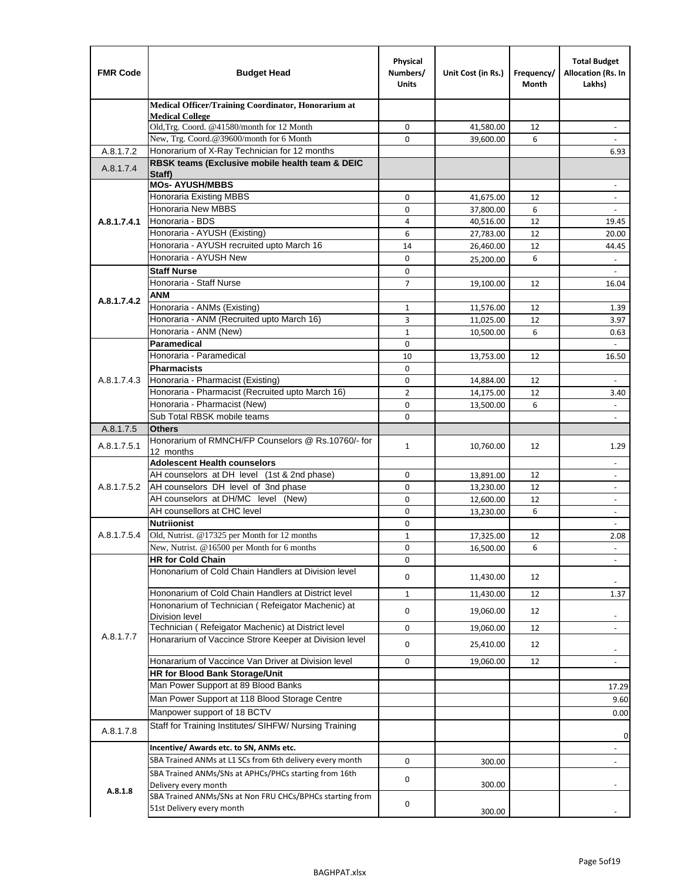| FMR Code | Budget Head | Physical Numbers/ Units | Unit Cost (in Rs.) | Frequency/ Month | Total Budget Allocation (Rs. In Lakhs) |
|---|---|---|---|---|---|
| | **Medical Officer/Training Coordinator, Honorarium at Medical College** | | | | |
| | Old,Trg. Coord. @41580/month for 12 Month | 0 | 41,580.00 | 12 | - |
| | New, Trg. Coord.@39600/month for 6 Month | 0 | 39,600.00 | 6 | - |
| A.8.1.7.2 | Honorarium of X-Ray Technician for 12 months | | | | 6.93 |
| A.8.1.7.4 | **RBSK teams (Exclusive mobile health team & DEIC Staff)** | | | | |
| A.8.1.7.4.1 | **MOs- AYUSH/MBBS** | | | | - |
| | Honoraria Existing MBBS | 0 | 41,675.00 | 12 | - |
| | Honoraria New MBBS | 0 | 37,800.00 | 6 | - |
| | Honoraria - BDS | 4 | 40,516.00 | 12 | 19.45 |
| | Honoraria - AYUSH (Existing) | 6 | 27,783.00 | 12 | 20.00 |
| | Honoraria - AYUSH recruited upto March 16 | 14 | 26,460.00 | 12 | 44.45 |
| | Honoraria - AYUSH New | 0 | 25,200.00 | 6 | - |
| A.8.1.7.4.2 | **Staff Nurse** | 0 | | | - |
| | Honoraria - Staff Nurse | 7 | 19,100.00 | 12 | 16.04 |
| | **ANM** | | | | |
| | Honoraria - ANMs (Existing) | 1 | 11,576.00 | 12 | 1.39 |
| | Honoraria - ANM (Recruited upto March 16) | 3 | 11,025.00 | 12 | 3.97 |
| | Honoraria - ANM (New) | 1 | 10,500.00 | 6 | 0.63 |
| A.8.1.7.4.3 | **Paramedical** | 0 | | | - |
| | Honoraria - Paramedical | 10 | 13,753.00 | 12 | 16.50 |
| | **Pharmacists** | 0 | | | |
| | Honoraria - Pharmacist (Existing) | 0 | 14,884.00 | 12 | - |
| | Honoraria - Pharmacist (Recruited upto March 16) | 2 | 14,175.00 | 12 | 3.40 |
| | Honoraria - Pharmacist (New) | 0 | 13,500.00 | 6 | - |
| | Sub Total RBSK mobile teams | 0 | | | - |
| A.8.1.7.5 | **Others** | | | | |
| A.8.1.7.5.1 | Honorarium of RMNCH/FP Counselors @ Rs.10760/- for 12 months | 1 | 10,760.00 | 12 | 1.29 |
| A.8.1.7.5.2 | **Adolescent Health counselors** | | | | - |
| | AH counselors at DH level (1st & 2nd phase) | 0 | 13,891.00 | 12 | - |
| | AH counselors DH level of 3nd phase | 0 | 13,230.00 | 12 | - |
| | AH counselors at DH/MC level (New) | 0 | 12,600.00 | 12 | - |
| | AH counsellors at CHC level | 0 | 13,230.00 | 6 | - |
| A.8.1.7.5.4 | **Nutriionist** | 0 | | | - |
| | Old, Nutrist. @17325 per Month for 12 months | 1 | 17,325.00 | 12 | 2.08 |
| | New, Nutrist. @16500 per Month for 6 months | 0 | 16,500.00 | 6 | - |
| A.8.1.7.7 | **HR for Cold Chain** | 0 | | | - |
| | Hononarium of Cold Chain Handlers at Division level | 0 | 11,430.00 | 12 | - |
| | Hononarium of Cold Chain Handlers at District level | 1 | 11,430.00 | 12 | 1.37 |
| | Hononarium of Technician ( Refeigator Machenic) at Division level | 0 | 19,060.00 | 12 | - |
| | Technician ( Refeigator Machenic) at District level | 0 | 19,060.00 | 12 | - |
| | Honararium of Vaccince Strore Keeper at Division level | 0 | 25,410.00 | 12 | - |
| | Honararium of Vaccince Van Driver at Division level | 0 | 19,060.00 | 12 | - |
| | **HR for Blood Bank Storage/Unit** | | | | |
| | Man Power Support at 89 Blood Banks | | | | 17.29 |
| | Man Power Support at 118 Blood Storage Centre | | | | 9.60 |
| | Manpower support of 18 BCTV | | | | 0.00 |
| A.8.1.7.8 | Staff for Training Institutes/ SIHFW/ Nursing Training | | | | 0 |
| A.8.1.8 | **Incentive/ Awards etc. to SN, ANMs etc.** | | | | - |
| | SBA Trained ANMs at L1 SCs from 6th delivery every month | 0 | 300.00 | | - |
| | SBA Trained ANMs/SNs at APHCs/PHCs starting from 16th Delivery every month | 0 | 300.00 | | - |
| | SBA Trained ANMs/SNs at Non FRU CHCs/BPHCs starting from 51st Delivery every month | 0 | 300.00 | | - |

BAGHPAT.xlsx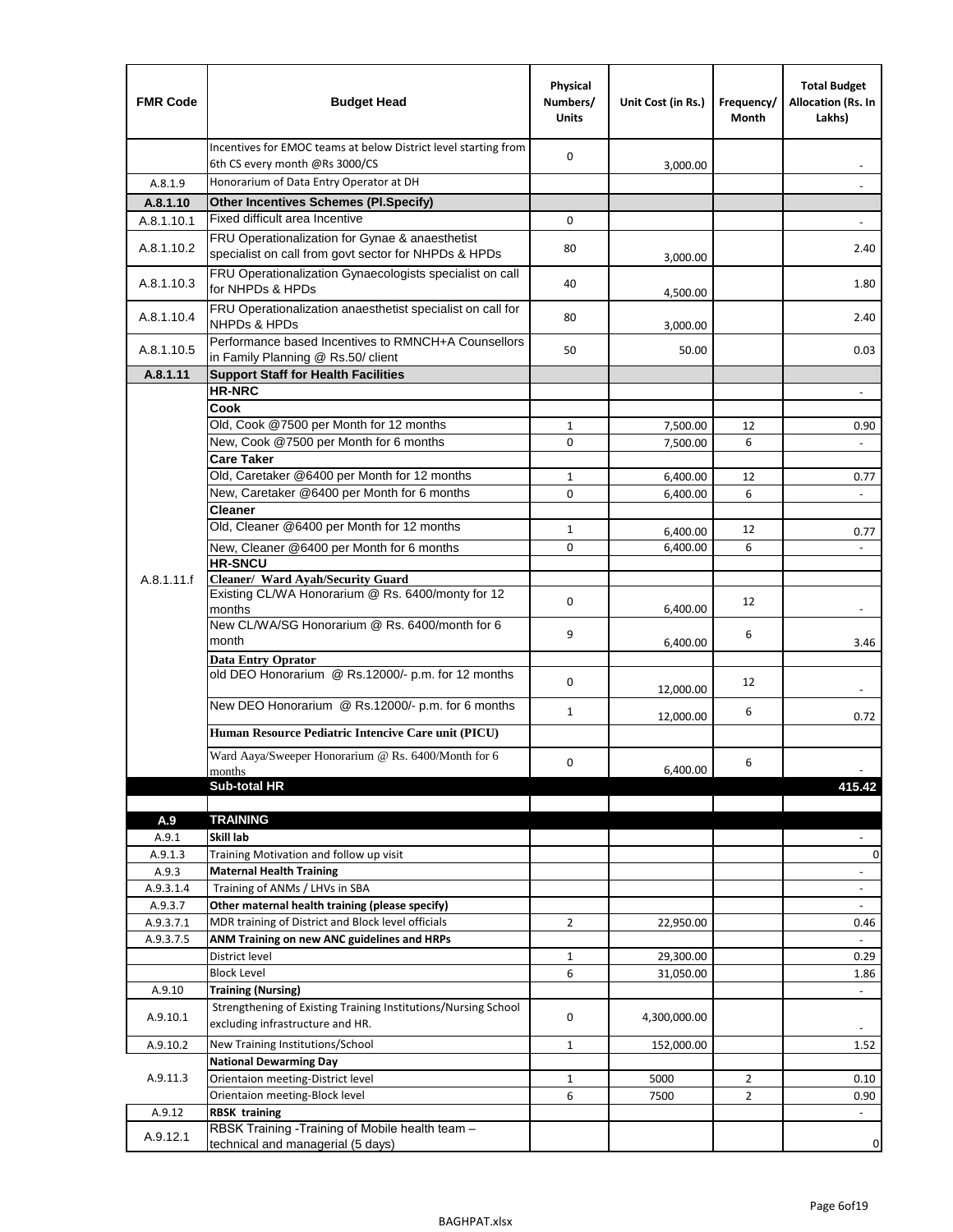| FMR Code | Budget Head | Physical Numbers/ Units | Unit Cost (in Rs.) | Frequency/ Month | Total Budget Allocation (Rs. In Lakhs) |
|---|---|---|---|---|---|
| | Incentives for EMOC teams at below District level starting from 6th CS every month @Rs 3000/CS | 0 | 3,000.00 | | - |
| A.8.1.9 | Honorarium of Data Entry Operator at DH | | | | - |
| **A.8.1.10** | **Other Incentives Schemes (Pl.Specify)** | | | | |
| A.8.1.10.1 | Fixed difficult area Incentive | 0 | | | - |
| A.8.1.10.2 | FRU Operationalization for Gynae & anaesthetist specialist on call from govt sector for NHPDs & HPDs | 80 | 3,000.00 | | 2.40 |
| A.8.1.10.3 | FRU Operationalization Gynaecologists specialist on call for NHPDs & HPDs | 40 | 4,500.00 | | 1.80 |
| A.8.1.10.4 | FRU Operationalization anaesthetist specialist on call for NHPDs & HPDs | 80 | 3,000.00 | | 2.40 |
| A.8.1.10.5 | Performance based Incentives to RMNCH+A Counsellors in Family Planning @ Rs.50/ client | 50 | 50.00 | | 0.03 |
| **A.8.1.11** | **Support Staff for Health Facilities** | | | | |
| A.8.1.11.f | **HR-NRC** | | | | - |
| | **Cook** | | | | |
| | Old, Cook @7500 per Month for 12 months | 1 | 7,500.00 | 12 | 0.90 |
| | New, Cook @7500 per Month for 6 months | 0 | 7,500.00 | 6 | - |
| | **Care Taker** | | | | |
| | Old, Caretaker @6400 per Month for 12 months | 1 | 6,400.00 | 12 | 0.77 |
| | New, Caretaker @6400 per Month for 6 months | 0 | 6,400.00 | 6 | - |
| | **Cleaner** | | | | |
| | Old, Cleaner @6400 per Month for 12 months | 1 | 6,400.00 | 12 | 0.77 |
| | New, Cleaner @6400 per Month for 6 months | 0 | 6,400.00 | 6 | - |
| | **HR-SNCU** | | | | |
| | **Cleaner/ Ward Ayah/Security Guard** | | | | |
| | Existing CL/WA Honorarium @ Rs. 6400/monty for 12 months | 0 | 6,400.00 | 12 | - |
| | New CL/WA/SG Honorarium @ Rs. 6400/month for 6 month | 9 | 6,400.00 | 6 | 3.46 |
| | **Data Entry Oprator** | | | | |
| | old DEO Honorarium @ Rs.12000/- p.m. for 12 months | 0 | 12,000.00 | 12 | - |
| | New DEO Honorarium @ Rs.12000/- p.m. for 6 months | 1 | 12,000.00 | 6 | 0.72 |
| | **Human Resource Pediatric Intencive Care unit (PICU)** | | | | |
| | Ward Aaya/Sweeper Honorarium @ Rs. 6400/Month for 6 months | 0 | 6,400.00 | 6 | - |
| | **Sub-total HR** | | | | **415.42** |
| | | | | | |
| **A.9** | **TRAINING** | | | | |
| A.9.1 | **Skill lab** | | | | - |
| A.9.1.3 | Training Motivation and follow up visit | | | | 0 |
| A.9.3 | **Maternal Health Training** | | | | - |
| A.9.3.1.4 | Training of ANMs / LHVs in SBA | | | | - |
| A.9.3.7 | **Other maternal health training (please specify)** | | | | - |
| A.9.3.7.1 | MDR training of District and Block level officials | 2 | 22,950.00 | | 0.46 |
| A.9.3.7.5 | **ANM Training on new ANC guidelines and HRPs** | | | | - |
| | District level | 1 | 29,300.00 | | 0.29 |
| | Block Level | 6 | 31,050.00 | | 1.86 |
| A.9.10 | **Training (Nursing)** | | | | - |
| A.9.10.1 | Strengthening of Existing Training Institutions/Nursing School excluding infrastructure and HR. | 0 | 4,300,000.00 | | - |
| A.9.10.2 | New Training Institutions/School | 1 | 152,000.00 | | 1.52 |
| A.9.11.3 | **National Dewarming Day** | | | | |
| | Orientaion meeting-District level | 1 | 5000 | 2 | 0.10 |
| | Orientaion meeting-Block level | 6 | 7500 | 2 | 0.90 |
| A.9.12 | **RBSK training** | | | | - |
| A.9.12.1 | RBSK Training -Training of Mobile health team – technical and managerial (5 days) | | | | 0 |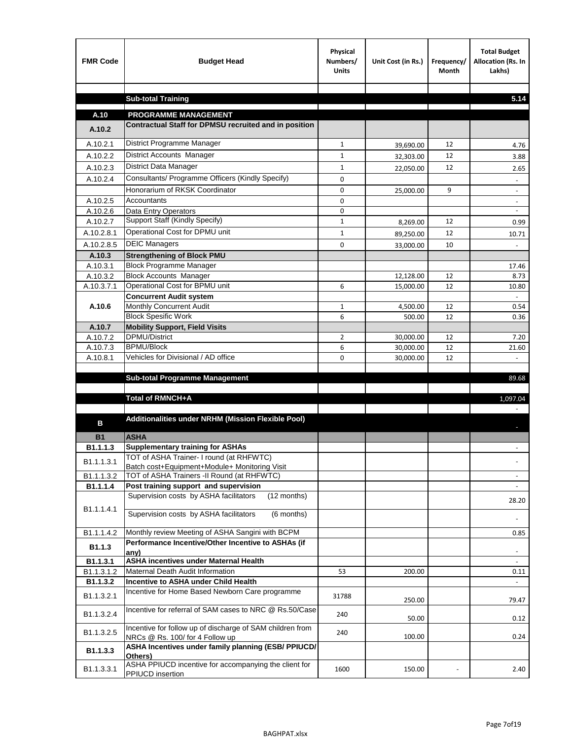| FMR Code | Budget Head | Physical Numbers/ Units | Unit Cost (in Rs.) | Frequency/ Month | Total Budget Allocation (Rs. In Lakhs) |
|---|---|---|---|---|---|
| | | | | | |
| | **Sub-total Training** | | | | **5.14** |
| **A.10** | **PROGRAMME MANAGEMENT** | | | | |
| **A.10.2** | **Contractual Staff for DPMSU recruited and in position** | | | | |
| A.10.2.1 | District Programme Manager | 1 | 39,690.00 | 12 | 4.76 |
| A.10.2.2 | District Accounts Manager | 1 | 32,303.00 | 12 | 3.88 |
| A.10.2.3 | District Data Manager | 1 | 22,050.00 | 12 | 2.65 |
| A.10.2.4 | Consultants/ Programme Officers (Kindly Specify) | 0 | | | - |
| | Honorarium of RKSK Coordinator | 0 | 25,000.00 | 9 | - |
| A.10.2.5 | Accountants | 0 | | | - |
| A.10.2.6 | Data Entry Operators | 0 | | | - |
| A.10.2.7 | Support Staff (Kindly Specify) | 1 | 8,269.00 | 12 | 0.99 |
| A.10.2.8.1 | Operational Cost for DPMU unit | 1 | 89,250.00 | 12 | 10.71 |
| A.10.2.8.5 | DEIC Managers | 0 | 33,000.00 | 10 | - |
| **A.10.3** | **Strengthening of Block PMU** | | | | |
| A.10.3.1 | Block Programme Manager | | | | 17.46 |
| A.10.3.2 | Block Accounts Manager | | 12,128.00 | 12 | 8.73 |
| A.10.3.7.1 | Operational Cost for BPMU unit | 6 | 15,000.00 | 12 | 10.80 |
| **A.10.6** | **Concurrent Audit system** | | | | - |
| | Monthly Concurrent Audit | 1 | 4,500.00 | 12 | 0.54 |
| | Block Spesific Work | 6 | 500.00 | 12 | 0.36 |
| **A.10.7** | **Mobility Support, Field Visits** | | | | |
| A.10.7.2 | DPMU/District | 2 | 30,000.00 | 12 | 7.20 |
| A.10.7.3 | BPMU/Block | 6 | 30,000.00 | 12 | 21.60 |
| A.10.8.1 | Vehicles for Divisional / AD office | 0 | 30,000.00 | 12 | - |
| | | | | | |
| | **Sub-total Programme Management** | | | | 89.68 |
| | | | | | |
| | **Total of RMNCH+A** | | | | 1,097.04 |
| | | | | | - |
| **B** | **Additionalities under NRHM (Mission Flexible Pool)** | | | | - |
| **B1** | **ASHA** | | | | |
| **B1.1.1.3** | **Supplementary training for ASHAs** | | | | - |
| B1.1.1.3.1 | TOT of ASHA Trainer- I round (at RHFWTC) Batch cost+Equipment+Module+ Monitoring Visit | | | | - |
| B1.1.1.3.2 | TOT of ASHA Trainers -II Round (at RHFWTC) | | | | - |
| **B1.1.1.4** | **Post training support and supervision** | | | | - |
| B1.1.1.4.1 | Supervision costs by ASHA facilitators (12 months) | | | | 28.20 |
| | Supervision costs by ASHA facilitators (6 months) | | | | - |
| B1.1.1.4.2 | Monthly review Meeting of ASHA Sangini with BCPM | | | | 0.85 |
| **B1.1.3** | **Performance Incentive/Other Incentive to ASHAs (if any)** | | | | - |
| **B1.1.3.1** | **ASHA incentives under Maternal Health** | | | | - |
| B1.1.3.1.2 | Maternal Death Audit Information | 53 | 200.00 | | 0.11 |
| **B1.1.3.2** | **Incentive to ASHA under Child Health** | | | | - |
| B1.1.3.2.1 | Incentive for Home Based Newborn Care programme | 31788 | 250.00 | | 79.47 |
| B1.1.3.2.4 | Incentive for referral of SAM cases to NRC @ Rs.50/Case | 240 | 50.00 | | 0.12 |
| B1.1.3.2.5 | Incentive for follow up of discharge of SAM children from NRCs @ Rs. 100/ for 4 Follow up | 240 | 100.00 | | 0.24 |
| **B1.1.3.3** | **ASHA Incentives under family planning (ESB/ PPIUCD/ Others)** | | | | |
| B1.1.3.3.1 | ASHA PPIUCD incentive for accompanying the client for PPIUCD insertion | 1600 | 150.00 | - | 2.40 |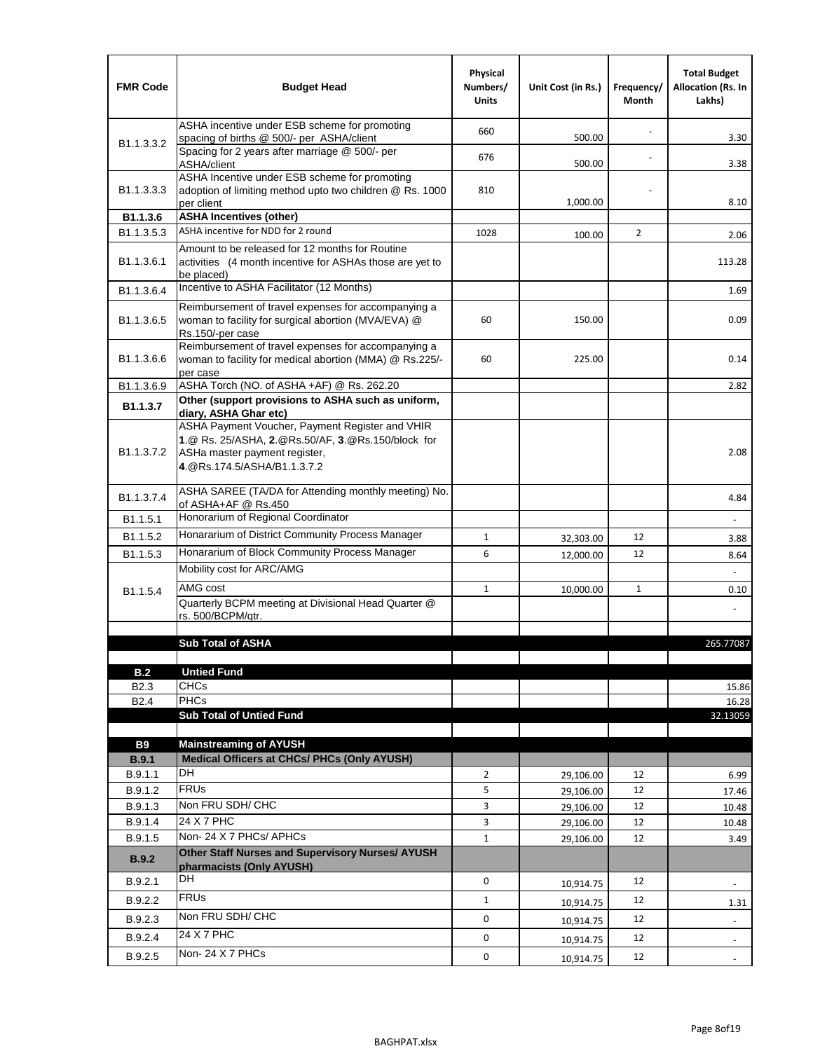| FMR Code | Budget Head | Physical Numbers/ Units | Unit Cost (in Rs.) | Frequency/ Month | Total Budget Allocation (Rs. In Lakhs) |
|---|---|---|---|---|---|
| B1.1.3.3.2 | ASHA incentive under ESB scheme for promoting spacing of births @ 500/- per ASHA/client | 660 | 500.00 | - | 3.30 |
| | Spacing for 2 years after marriage @ 500/- per ASHA/client | 676 | 500.00 | - | 3.38 |
| B1.1.3.3.3 | ASHA Incentive under ESB scheme for promoting adoption of limiting method upto two children @ Rs. 1000 per client | 810 | 1,000.00 | - | 8.10 |
| **B1.1.3.6** | **ASHA Incentives (other)** | | | | |
| B1.1.3.5.3 | ASHA incentive for NDD for 2 round | 1028 | 100.00 | 2 | 2.06 |
| B1.1.3.6.1 | Amount to be released for 12 months for Routine activities (4 month incentive for ASHAs those are yet to be placed) | | | | 113.28 |
| B1.1.3.6.4 | Incentive to ASHA Facilitator (12 Months) | | | | 1.69 |
| B1.1.3.6.5 | Reimbursement of travel expenses for accompanying a woman to facility for surgical abortion (MVA/EVA) @ Rs.150/-per case | 60 | 150.00 | | 0.09 |
| B1.1.3.6.6 | Reimbursement of travel expenses for accompanying a woman to facility for medical abortion (MMA) @ Rs.225/- per case | 60 | 225.00 | | 0.14 |
| B1.1.3.6.9 | ASHA Torch (NO. of ASHA +AF) @ Rs. 262.20 | | | | 2.82 |
| **B1.1.3.7** | **Other (support provisions to ASHA such as uniform, diary, ASHA Ghar etc)** | | | | |
| B1.1.3.7.2 | ASHA Payment Voucher, Payment Register and VHIR **1**.@ Rs. 25/ASHA, **2**.@Rs.50/AF, **3**.@Rs.150/block for ASHa master payment register, **4**.@Rs.174.5/ASHA/B1.1.3.7.2 | | | | 2.08 |
| B1.1.3.7.4 | ASHA SAREE (TA/DA for Attending monthly meeting) No. of ASHA+AF @ Rs.450 | | | | 4.84 |
| B1.1.5.1 | Honorarium of Regional Coordinator | | | | - |
| B1.1.5.2 | Honararium of District Community Process Manager | 1 | 32,303.00 | 12 | 3.88 |
| B1.1.5.3 | Honararium of Block Community Process Manager | 6 | 12,000.00 | 12 | 8.64 |
| B1.1.5.4 | Mobility cost for ARC/AMG | | | | - |
| | AMG cost | 1 | 10,000.00 | 1 | 0.10 |
| | Quarterly BCPM meeting at Divisional Head Quarter @ rs. 500/BCPM/qtr. | | | | - |
| | | | | | |
| | **Sub Total of ASHA** | | | | 265.77087 |
| | | | | | |
| **B.2** | **Untied Fund** | | | | |
| B2.3 | CHCs | | | | 15.86 |
| B2.4 | PHCs | | | | 16.28 |
| | **Sub Total of Untied Fund** | | | | 32.13059 |
| | | | | | |
| **B9** | **Mainstreaming of AYUSH** | | | | |
| **B.9.1** | **Medical Officers at CHCs/ PHCs (Only AYUSH)** | | | | |
| B.9.1.1 | DH | 2 | 29,106.00 | 12 | 6.99 |
| B.9.1.2 | FRUs | 5 | 29,106.00 | 12 | 17.46 |
| B.9.1.3 | Non FRU SDH/ CHC | 3 | 29,106.00 | 12 | 10.48 |
| B.9.1.4 | 24 X 7 PHC | 3 | 29,106.00 | 12 | 10.48 |
| B.9.1.5 | Non- 24 X 7 PHCs/ APHCs | 1 | 29,106.00 | 12 | 3.49 |
| **B.9.2** | **Other Staff Nurses and Supervisory Nurses/ AYUSH pharmacists (Only AYUSH)** | | | | |
| B.9.2.1 | DH | 0 | 10,914.75 | 12 | - |
| B.9.2.2 | FRUs | 1 | 10,914.75 | 12 | 1.31 |
| B.9.2.3 | Non FRU SDH/ CHC | 0 | 10,914.75 | 12 | - |
| B.9.2.4 | 24 X 7 PHC | 0 | 10,914.75 | 12 | - |
| B.9.2.5 | Non- 24 X 7 PHCs | 0 | 10,914.75 | 12 | - |

BAGHPAT.xlsx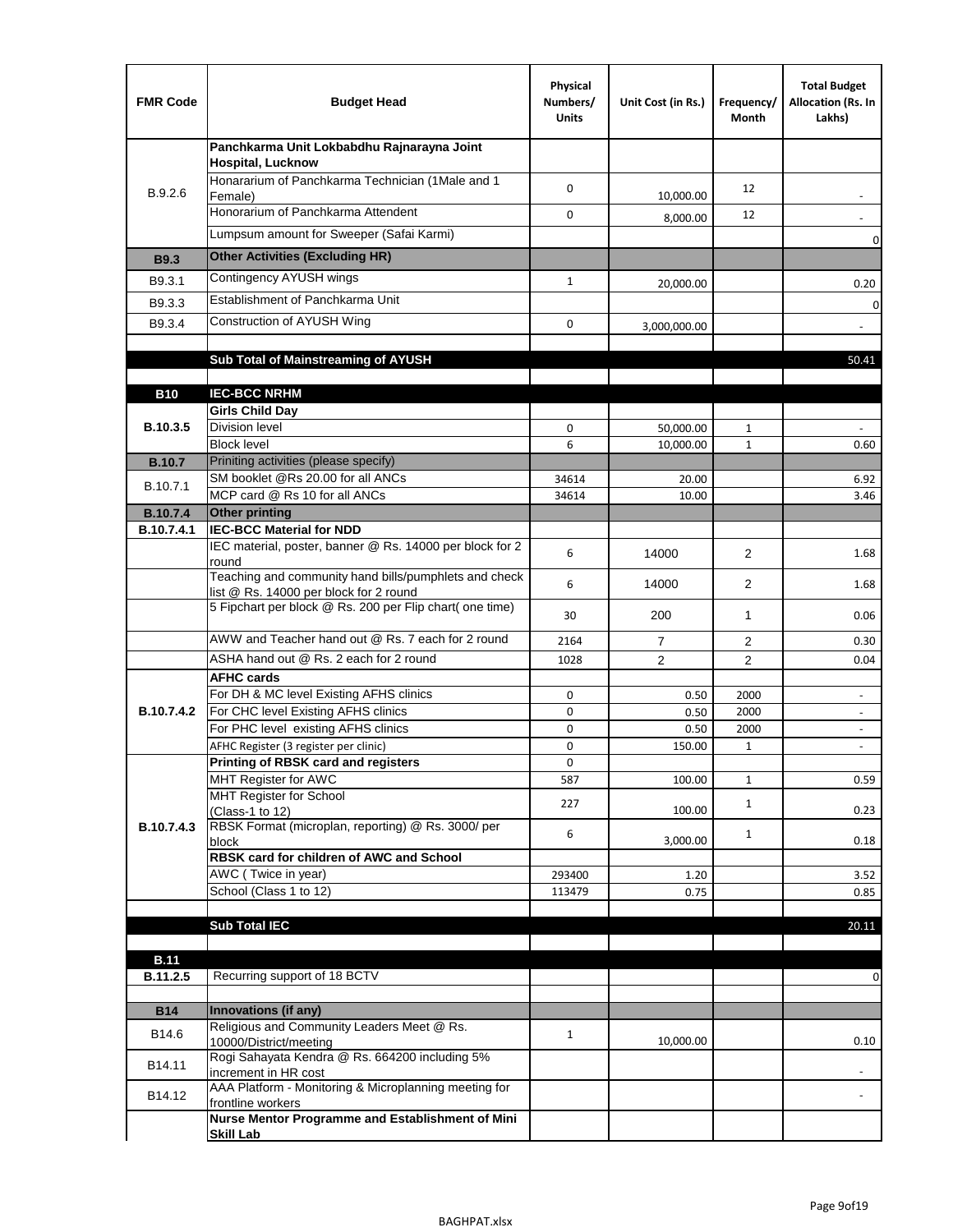| FMR Code | Budget Head | Physical Numbers/ Units | Unit Cost (in Rs.) | Frequency/ Month | Total Budget Allocation (Rs. In Lakhs) |
|---|---|---|---|---|---|
| B.9.2.6 | **Panchkarma Unit Lokbabdhu Rajnarayna Joint Hospital, Lucknow** | | | | |
| | Honararium of Panchkarma Technician (1Male and 1 Female) | 0 | 10,000.00 | 12 | - |
| | Honorarium of Panchkarma Attendent | 0 | 8,000.00 | 12 | - |
| | Lumpsum amount for Sweeper (Safai Karmi) | | | | 0 |
| **B9.3** | **Other Activities (Excluding HR)** | | | | |
| B9.3.1 | Contingency AYUSH wings | 1 | 20,000.00 | | 0.20 |
| B9.3.3 | Establishment of Panchkarma Unit | | | | 0 |
| B9.3.4 | Construction of AYUSH Wing | 0 | 3,000,000.00 | | - |
| | | | | | |
| | **Sub Total of Mainstreaming of AYUSH** | | | | 50.41 |
| | | | | | |
| **B10** | **IEC-BCC NRHM** | | | | |
| **B.10.3.5** | **Girls Child Day** | | | | |
| | Division level | 0 | 50,000.00 | 1 | - |
| | Block level | 6 | 10,000.00 | 1 | 0.60 |
| **B.10.7** | Priniting activities (please specify) | | | | |
| B.10.7.1 | SM booklet @Rs 20.00 for all ANCs | 34614 | 20.00 | | 6.92 |
| | MCP card @ Rs 10 for all ANCs | 34614 | 10.00 | | 3.46 |
| **B.10.7.4** | **Other printing** | | | | |
| **B.10.7.4.1** | **IEC-BCC Material for NDD** | | | | |
| | IEC material, poster, banner @ Rs. 14000 per block for 2 round | 6 | 14000 | 2 | 1.68 |
| | Teaching and community hand bills/pumphlets and check list @ Rs. 14000 per block for 2 round | 6 | 14000 | 2 | 1.68 |
| | 5 Fipchart per block @ Rs. 200 per Flip chart( one time) | 30 | 200 | 1 | 0.06 |
| | AWW and Teacher hand out @ Rs. 7 each for 2 round | 2164 | 7 | 2 | 0.30 |
| | ASHA hand out @ Rs. 2 each for 2 round | 1028 | 2 | 2 | 0.04 |
| **B.10.7.4.2** | **AFHC cards** | | | | |
| | For DH & MC level Existing AFHS clinics | 0 | 0.50 | 2000 | - |
| | For CHC level Existing AFHS clinics | 0 | 0.50 | 2000 | - |
| | For PHC level existing AFHS clinics | 0 | 0.50 | 2000 | - |
| | AFHC Register (3 register per clinic) | 0 | 150.00 | 1 | - |
| **B.10.7.4.3** | **Printing of RBSK card and registers** | 0 | | | |
| | MHT Register for AWC | 587 | 100.00 | 1 | 0.59 |
| | MHT Register for School (Class-1 to 12) | 227 | 100.00 | 1 | 0.23 |
| | RBSK Format (microplan, reporting) @ Rs. 3000/ per block | 6 | 3,000.00 | 1 | 0.18 |
| | **RBSK card for children of AWC and School** | | | | |
| | AWC ( Twice in year) | 293400 | 1.20 | | 3.52 |
| | School (Class 1 to 12) | 113479 | 0.75 | | 0.85 |
| | | | | | |
| | **Sub Total IEC** | | | | 20.11 |
| | | | | | |
| **B.11** | | | | | |
| **B.11.2.5** | Recurring support of 18 BCTV | | | | 0 |
| | | | | | |
| **B14** | **Innovations (if any)** | | | | |
| B14.6 | Religious and Community Leaders Meet @ Rs. 10000/District/meeting | 1 | 10,000.00 | | 0.10 |
| B14.11 | Rogi Sahayata Kendra @ Rs. 664200 including 5% increment in HR cost | | | | - |
| B14.12 | AAA Platform - Monitoring & Microplanning meeting for frontline workers | | | | - |
| | **Nurse Mentor Programme and Establishment of Mini Skill Lab** | | | | |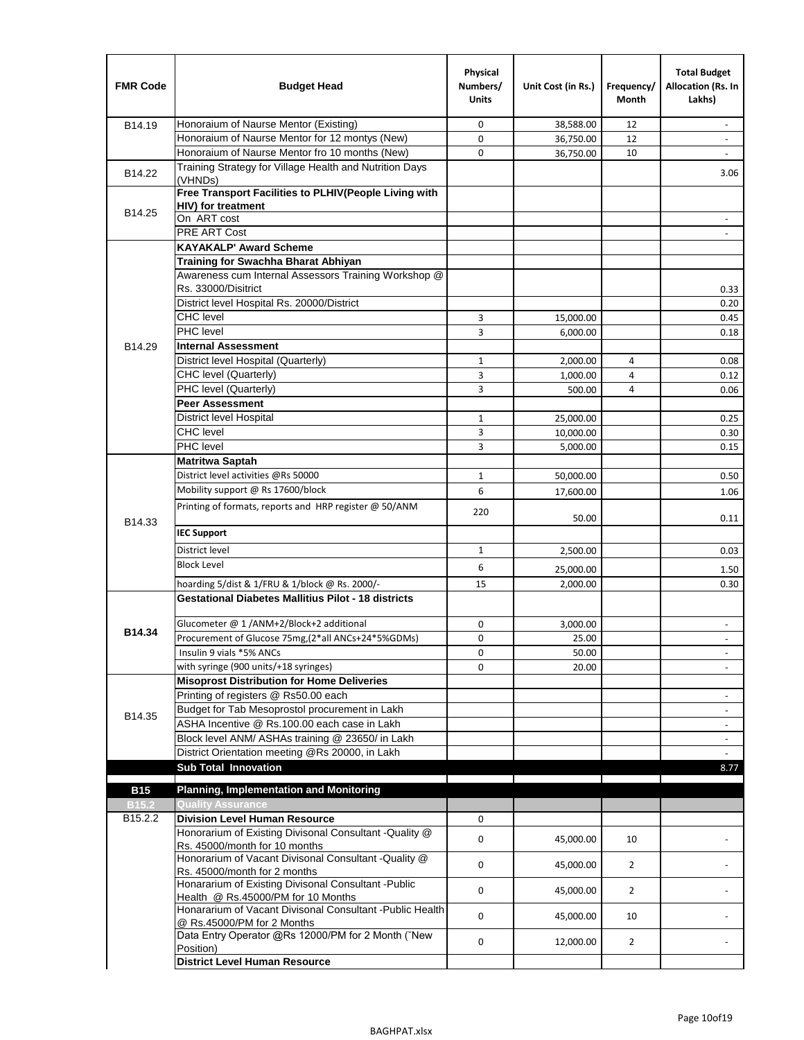| FMR Code | Budget Head | Physical Numbers/ Units | Unit Cost (in Rs.) | Frequency/ Month | Total Budget Allocation (Rs. In Lakhs) |
|---|---|---|---|---|---|
| B14.19 | Honoraium of Naurse Mentor (Existing) | 0 | 38,588.00 | 12 | - |
| | Honoraium of Naurse Mentor for 12 montys (New) | 0 | 36,750.00 | 12 | - |
| | Honoraium of Naurse Mentor fro 10 months (New) | 0 | 36,750.00 | 10 | - |
| B14.22 | Training Strategy for Village Health and Nutrition Days (VHNDs) | | | | 3.06 |
| B14.25 | **Free Transport Facilities to PLHIV(People Living with HIV) for treatment** | | | | |
| | On ART cost | | | | - |
| | PRE ART Cost | | | | - |
| B14.29 | **KAYAKALP' Award Scheme** | | | | |
| | **Training for Swachha Bharat Abhiyan** | | | | |
| | Awareness cum Internal Assessors Training Workshop @ Rs. 33000/Disitrict | | | | 0.33 |
| | District level Hospital Rs. 20000/District | | | | 0.20 |
| | CHC level | 3 | 15,000.00 | | 0.45 |
| | PHC level | 3 | 6,000.00 | | 0.18 |
| | **Internal Assessment** | | | | |
| | District level Hospital (Quarterly) | 1 | 2,000.00 | 4 | 0.08 |
| | CHC level (Quarterly) | 3 | 1,000.00 | 4 | 0.12 |
| | PHC level (Quarterly) | 3 | 500.00 | 4 | 0.06 |
| | **Peer Assessment** | | | | |
| | District level Hospital | 1 | 25,000.00 | | 0.25 |
| | CHC level | 3 | 10,000.00 | | 0.30 |
| | PHC level | 3 | 5,000.00 | | 0.15 |
| B14.33 | **Matritwa Saptah** | | | | |
| | District level activities @Rs 50000 | 1 | 50,000.00 | | 0.50 |
| | Mobility support @ Rs 17600/block | 6 | 17,600.00 | | 1.06 |
| | Printing of formats, reports and HRP register @ 50/ANM | 220 | 50.00 | | 0.11 |
| | **IEC Support** | | | | |
| | District level | 1 | 2,500.00 | | 0.03 |
| | Block Level | 6 | 25,000.00 | | 1.50 |
| | hoarding 5/dist & 1/FRU & 1/block @ Rs. 2000/- | 15 | 2,000.00 | | 0.30 |
| **B14.34** | **Gestational Diabetes Mallitius Pilot - 18 districts** | | | | |
| | Glucometer @ 1 /ANM+2/Block+2 additional | 0 | 3,000.00 | | - |
| | Procurement of Glucose 75mg,(2*all ANCs+24*5%GDMs) | 0 | 25.00 | | - |
| | Insulin 9 vials *5% ANCs | 0 | 50.00 | | - |
| | with syringe (900 units/+18 syringes) | 0 | 20.00 | | - |
| B14.35 | **Misoprost Distribution for Home Deliveries** | | | | |
| | Printing of registers @ Rs50.00 each | | | | - |
| | Budget for Tab Mesoprostol procurement in Lakh | | | | - |
| | ASHA Incentive @ Rs.100.00 each case in Lakh | | | | - |
| | Block level ANM/ ASHAs training @ 23650/ in Lakh | | | | - |
| | District Orientation meeting @Rs 20000, in Lakh | | | | - |
| | **Sub Total Innovation** | | | | 8.77 |
| **B15** | **Planning, Implementation and Monitoring** | | | | |
| **B15.2** | **Quality Assurance** | | | | |
| B15.2.2 | **Division Level Human Resource** | 0 | | | |
| | Honorarium of Existing Divisonal Consultant -Quality @ Rs. 45000/month for 10 months | 0 | 45,000.00 | 10 | - |
| | Honorarium of Vacant Divisonal Consultant -Quality @ Rs. 45000/month for 2 months | 0 | 45,000.00 | 2 | - |
| | Honararium of Existing Divisonal Consultant -Public Health @ Rs.45000/PM for 10 Months | 0 | 45,000.00 | 2 | - |
| | Honararium of Vacant Divisonal Consultant -Public Health @ Rs.45000/PM for 2 Months | 0 | 45,000.00 | 10 | - |
| | Data Entry Operator @Rs 12000/PM for 2 Month ("New Position) | 0 | 12,000.00 | 2 | - |
| | **District Level Human Resource** | | | | |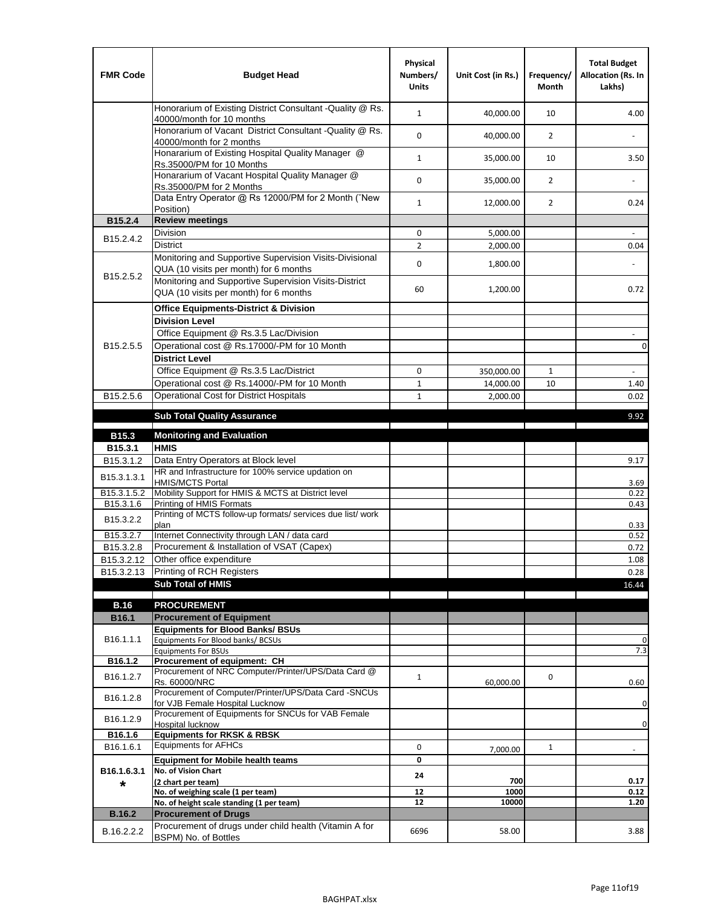| FMR Code | Budget Head | Physical Numbers/ Units | Unit Cost (in Rs.) | Frequency/ Month | Total Budget Allocation (Rs. In Lakhs) |
|---|---|---|---|---|---|
| | Honorarium of Existing District Consultant -Quality @ Rs. 40000/month for 10 months | 1 | 40,000.00 | 10 | 4.00 |
| | Honorarium of Vacant District Consultant -Quality @ Rs. 40000/month for 2 months | 0 | 40,000.00 | 2 | - |
| | Honararium of Existing Hospital Quality Manager @ Rs.35000/PM for 10 Months | 1 | 35,000.00 | 10 | 3.50 |
| | Honararium of Vacant Hospital Quality Manager @ Rs.35000/PM for 2 Months | 0 | 35,000.00 | 2 | - |
| | Data Entry Operator @ Rs 12000/PM for 2 Month (˜New Position) | 1 | 12,000.00 | 2 | 0.24 |
| **B15.2.4** | **Review meetings** | | | | |
| B15.2.4.2 | Division | 0 | 5,000.00 | | - |
| | District | 2 | 2,000.00 | | 0.04 |
| B15.2.5.2 | Monitoring and Supportive Supervision Visits-Divisional QUA (10 visits per month) for 6 months | 0 | 1,800.00 | | - |
| | Monitoring and Supportive Supervision Visits-District QUA (10 visits per month) for 6 months | 60 | 1,200.00 | | 0.72 |
| B15.2.5.5 | **Office Equipments-District & Division** | | | | |
| | **Division Level** | | | | |
| | Office Equipment @ Rs.3.5 Lac/Division | | | | - |
| | Operational cost @ Rs.17000/-PM for 10 Month | | | | 0 |
| | **District Level** | | | | |
| | Office Equipment @ Rs.3.5 Lac/District | 0 | 350,000.00 | 1 | - |
| | Operational cost @ Rs.14000/-PM for 10 Month | 1 | 14,000.00 | 10 | 1.40 |
| B15.2.5.6 | Operational Cost for District Hospitals | 1 | 2,000.00 | | 0.02 |
| | **Sub Total Quality Assurance** | | | | 9.92 |
| **B15.3** | **Monitoring and Evaluation** | | | | |
| **B15.3.1** | **HMIS** | | | | |
| B15.3.1.2 | Data Entry Operators at Block level | | | | 9.17 |
| B15.3.1.3.1 | HR and Infrastructure for 100% service updation on HMIS/MCTS Portal | | | | 3.69 |
| B15.3.1.5.2 | Mobility Support for HMIS & MCTS at District level | | | | 0.22 |
| B15.3.1.6 | Printing of HMIS Formats | | | | 0.43 |
| B15.3.2.2 | Printing of MCTS follow-up formats/ services due list/ work plan | | | | 0.33 |
| B15.3.2.7 | Internet Connectivity through LAN / data card | | | | 0.52 |
| B15.3.2.8 | Procurement & Installation of VSAT (Capex) | | | | 0.72 |
| B15.3.2.12 | Other office expenditure | | | | 1.08 |
| B15.3.2.13 | Printing of RCH Registers | | | | 0.28 |
| | **Sub Total of HMIS** | | | | 16.44 |
| **B.16** | **PROCUREMENT** | | | | |
| **B16.1** | **Procurement of Equipment** | | | | |
| B16.1.1.1 | **Equipments for Blood Banks/ BSUs** | | | | |
| | Equipments For Blood banks/ BCSUs | | | | 0 |
| | Equipments For BSUs | | | | 7.3 |
| **B16.1.2** | **Procurement of equipment: CH** | | | | |
| B16.1.2.7 | Procurement of NRC Computer/Printer/UPS/Data Card @ Rs. 60000/NRC | 1 | 60,000.00 | 0 | 0.60 |
| B16.1.2.8 | Procurement of Computer/Printer/UPS/Data Card -SNCUs for VJB Female Hospital Lucknow | | | | 0 |
| B16.1.2.9 | Procurement of Equipments for SNCUs for VAB Female Hospital lucknow | | | | 0 |
| **B16.1.6** | **Equipments for RKSK & RBSK** | | | | |
| B16.1.6.1 | Equipments for AFHCs | 0 | 7,000.00 | 1 | - |
| **B16.1.6.3.1 *** | **Equipment for Mobile health teams** | 0 | | | |
| | **No. of Vision Chart (2 chart per team)** | 24 | 700 | | 0.17 |
| | **No. of weighing scale (1 per team)** | 12 | 1000 | | 0.12 |
| | **No. of height scale standing (1 per team)** | 12 | 10000 | | 1.20 |
| **B.16.2** | **Procurement of Drugs** | | | | |
| B.16.2.2.2 | Procurement of drugs under child health (Vitamin A for BSPM) No. of Bottles | 6696 | 58.00 | | 3.88 |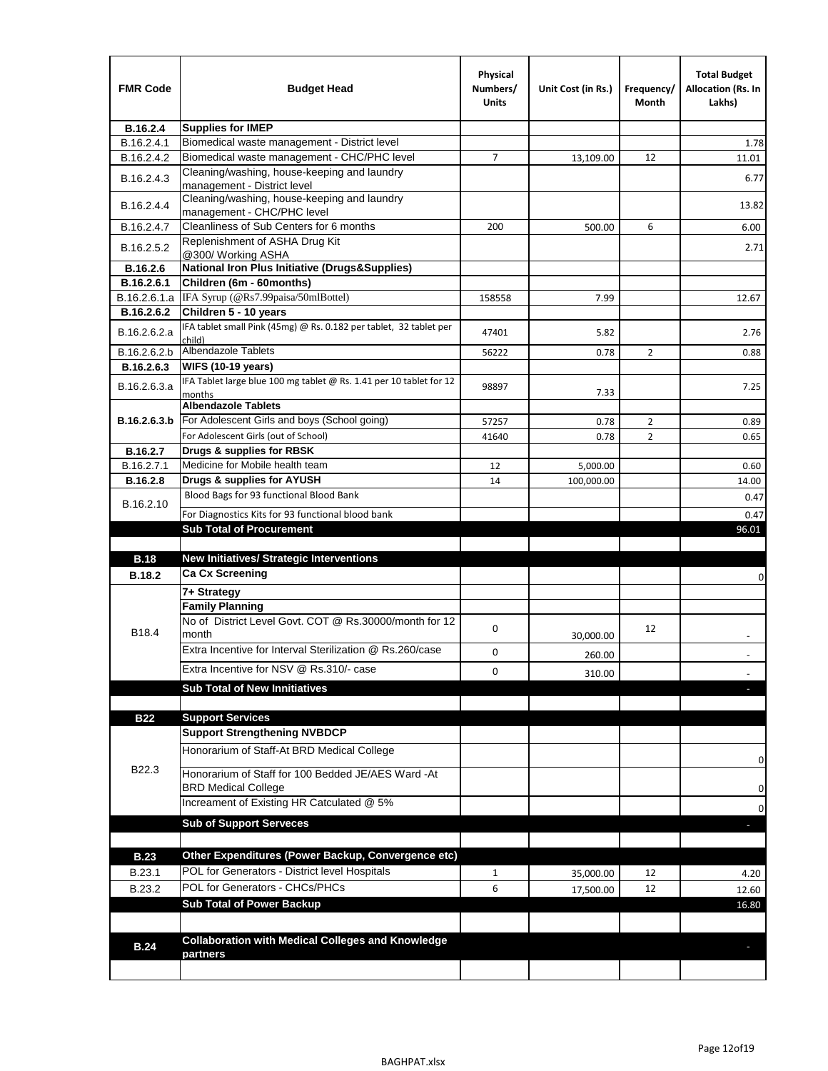| FMR Code | Budget Head | Physical Numbers/ Units | Unit Cost (in Rs.) | Frequency/ Month | Total Budget Allocation (Rs. In Lakhs) |
|---|---|---|---|---|---|
| **B.16.2.4** | **Supplies for IMEP** | | | | |
| B.16.2.4.1 | Biomedical waste management - District level | | | | 1.78 |
| B.16.2.4.2 | Biomedical waste management - CHC/PHC level | 7 | 13,109.00 | 12 | 11.01 |
| B.16.2.4.3 | Cleaning/washing, house-keeping and laundry management - District level | | | | 6.77 |
| B.16.2.4.4 | Cleaning/washing, house-keeping and laundry management - CHC/PHC level | | | | 13.82 |
| B.16.2.4.7 | Cleanliness of Sub Centers for 6 months | 200 | 500.00 | 6 | 6.00 |
| B.16.2.5.2 | Replenishment of ASHA Drug Kit @300/ Working ASHA | | | | 2.71 |
| **B.16.2.6** | **National Iron Plus Initiative (Drugs&Supplies)** | | | | |
| **B.16.2.6.1** | **Children (6m - 60months)** | | | | |
| B.16.2.6.1.a | IFA Syrup (@Rs7.99paisa/50mlBottel) | 158558 | 7.99 | | 12.67 |
| **B.16.2.6.2** | **Children 5 - 10 years** | | | | |
| B.16.2.6.2.a | IFA tablet small Pink (45mg) @ Rs. 0.182 per tablet, 32 tablet per child) | 47401 | 5.82 | | 2.76 |
| B.16.2.6.2.b | Albendazole Tablets | 56222 | 0.78 | 2 | 0.88 |
| **B.16.2.6.3** | **WIFS (10-19 years)** | | | | |
| B.16.2.6.3.a | IFA Tablet large blue 100 mg tablet @ Rs. 1.41 per 10 tablet for 12 months | 98897 | 7.33 | | 7.25 |
| **B.16.2.6.3.b** | **Albendazole Tablets** | | | | |
| | For Adolescent Girls and boys (School going) | 57257 | 0.78 | 2 | 0.89 |
| | For Adolescent Girls (out of School) | 41640 | 0.78 | 2 | 0.65 |
| **B.16.2.7** | **Drugs & supplies for RBSK** | | | | |
| B.16.2.7.1 | Medicine for Mobile health team | 12 | 5,000.00 | | 0.60 |
| **B.16.2.8** | **Drugs & supplies for AYUSH** | 14 | 100,000.00 | | 14.00 |
| B.16.2.10 | Blood Bags for 93 functional Blood Bank | | | | 0.47 |
| | For Diagnostics Kits for 93 functional blood bank | | | | 0.47 |
| | **Sub Total of Procurement** | | | | 96.01 |
| | | | | | |
| **B.18** | **New Initiatives/ Strategic Interventions** | | | | |
| **B.18.2** | **Ca Cx Screening** | | | | 0 |
| B18.4 | **7+ Strategy** | | | | |
| | **Family Planning** | | | | |
| | No of District Level Govt. COT @ Rs.30000/month for 12 month | 0 | 30,000.00 | 12 | - |
| | Extra Incentive for Interval Sterilization @ Rs.260/case | 0 | 260.00 | | - |
| | Extra Incentive for NSV @ Rs.310/- case | 0 | 310.00 | | - |
| | **Sub Total of New Innitiatives** | | | | - |
| | | | | | |
| **B22** | **Support Services** | | | | |
| B22.3 | **Support Strengthening NVBDCP** | | | | |
| | Honorarium of Staff-At BRD Medical College | | | | 0 |
| | Honorarium of Staff for 100 Bedded JE/AES Ward -At BRD Medical College | | | | 0 |
| | Increament of Existing HR Catculated @ 5% | | | | 0 |
| | **Sub of Support Serveces** | | | | - |
| | | | | | |
| **B.23** | **Other Expenditures (Power Backup, Convergence etc)** | | | | |
| B.23.1 | POL for Generators - District level Hospitals | 1 | 35,000.00 | 12 | 4.20 |
| B.23.2 | POL for Generators - CHCs/PHCs | 6 | 17,500.00 | 12 | 12.60 |
| | **Sub Total of Power Backup** | | | | 16.80 |
| | | | | | |
| **B.24** | **Collaboration with Medical Colleges and Knowledge partners** | | | | - |
| | | | | | |

BAGHPAT.xlsx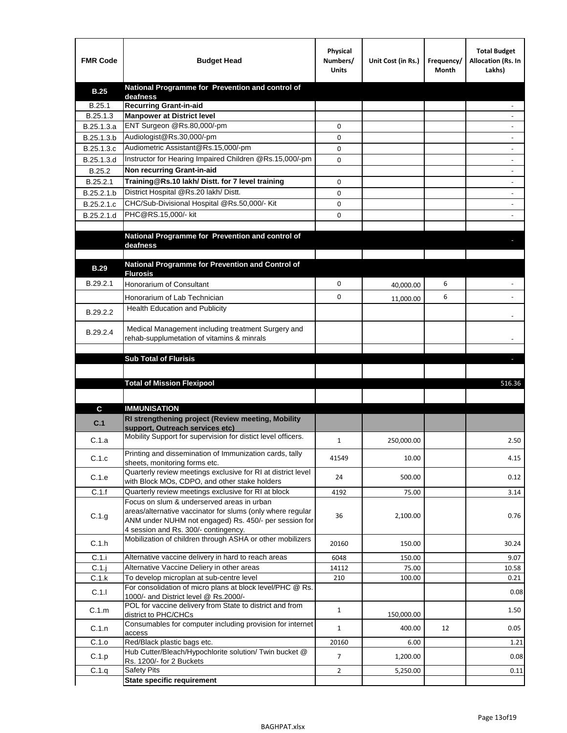| FMR Code | Budget Head | Physical Numbers/ Units | Unit Cost (in Rs.) | Frequency/ Month | Total Budget Allocation (Rs. In Lakhs) |
|---|---|---|---|---|---|
| **B.25** | **National Programme for Prevention and control of deafness** | | | | |
| B.25.1 | **Recurring Grant-in-aid** | | | | - |
| B.25.1.3 | **Manpower at District level** | | | | - |
| B.25.1.3.a | ENT Surgeon @Rs.80,000/-pm | 0 | | | - |
| B.25.1.3.b | Audiologist@Rs.30,000/-pm | 0 | | | - |
| B.25.1.3.c | Audiometric Assistant@Rs.15,000/-pm | 0 | | | - |
| B.25.1.3.d | Instructor for Hearing Impaired Children @Rs.15,000/-pm | 0 | | | - |
| B.25.2 | **Non recurring Grant-in-aid** | | | | - |
| B.25.2.1 | **Training@Rs.10 lakh/ Distt. for 7 level training** | 0 | | | - |
| B.25.2.1.b | District Hospital @Rs.20 lakh/ Distt. | 0 | | | - |
| B.25.2.1.c | CHC/Sub-Divisional Hospital @Rs.50,000/- Kit | 0 | | | - |
| B.25.2.1.d | PHC@RS.15,000/- kit | 0 | | | - |
| | | | | | |
| | **National Programme for Prevention and control of deafness** | | | | - |
| | | | | | |
| **B.29** | **National Programme for Prevention and Control of Flurosis** | | | | |
| B.29.2.1 | Honorarium of Consultant | 0 | 40,000.00 | 6 | - |
| | Honorarium of Lab Technician | 0 | 11,000.00 | 6 | - |
| B.29.2.2 | Health Education and Publicity | | | | - |
| B.29.2.4 | Medical Management including treatment Surgery and rehab-supplumetation of vitamins & minrals | | | | - |
| | | | | | |
| | **Sub Total of Flurisis** | | | | - |
| | | | | | |
| | **Total of Mission Flexipool** | | | | 516.36 |
| | | | | | |
| **C** | **IMMUNISATION** | | | | |
| **C.1** | **RI strengthening project (Review meeting, Mobility support, Outreach services etc)** | | | | |
| C.1.a | Mobility Support for supervision for distict level officers. | 1 | 250,000.00 | | 2.50 |
| C.1.c | Printing and dissemination of Immunization cards, tally sheets, monitoring forms etc. | 41549 | 10.00 | | 4.15 |
| C.1.e | Quarterly review meetings exclusive for RI at district level with Block MOs, CDPO, and other stake holders | 24 | 500.00 | | 0.12 |
| C.1.f | Quarterly review meetings exclusive for RI at block | 4192 | 75.00 | | 3.14 |
| C.1.g | Focus on slum & underserved areas in urban areas/alternative vaccinator for slums (only where regular ANM under NUHM not engaged) Rs. 450/- per session for 4 session and Rs. 300/- contingency. | 36 | 2,100.00 | | 0.76 |
| C.1.h | Mobilization of children through ASHA or other mobilizers | 20160 | 150.00 | | 30.24 |
| C.1.i | Alternative vaccine delivery in hard to reach areas | 6048 | 150.00 | | 9.07 |
| C.1.j | Alternative Vaccine Deliery in other areas | 14112 | 75.00 | | 10.58 |
| C.1.k | To develop microplan at sub-centre level | 210 | 100.00 | | 0.21 |
| C.1.l | For consolidation of micro plans at block level/PHC @ Rs. 1000/- and District level @ Rs.2000/- | | | | 0.08 |
| C.1.m | POL for vaccine delivery from State to district and from district to PHC/CHCs | 1 | 150,000.00 | | 1.50 |
| C.1.n | Consumables for computer including provision for internet access | 1 | 400.00 | 12 | 0.05 |
| C.1.o | Red/Black plastic bags etc. | 20160 | 6.00 | | 1.21 |
| C.1.p | Hub Cutter/Bleach/Hypochlorite solution/ Twin bucket @ Rs. 1200/- for 2 Buckets | 7 | 1,200.00 | | 0.08 |
| C.1.q | Safety Pits | 2 | 5,250.00 | | 0.11 |
| | **State specific requirement** | | | | |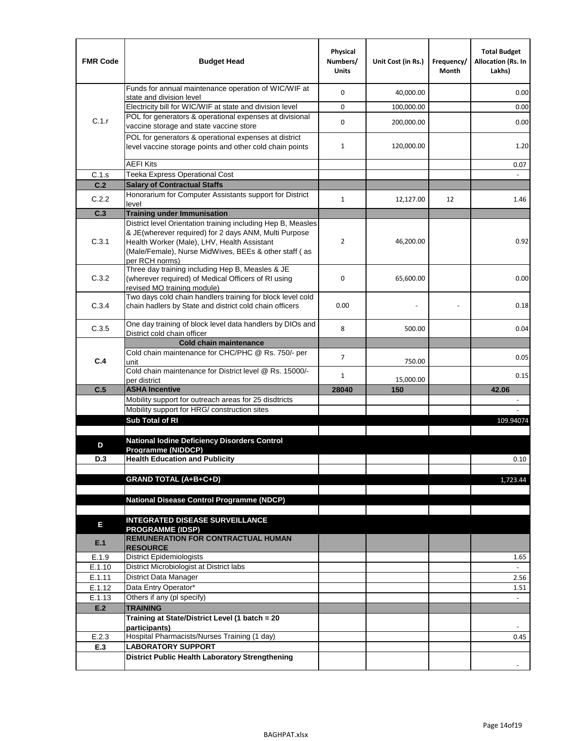| FMR Code | Budget Head | Physical Numbers/ Units | Unit Cost (in Rs.) | Frequency/ Month | Total Budget Allocation (Rs. In Lakhs) |
|---|---|---|---|---|---|
| C.1.r | Funds for annual maintenance operation of WIC/WIF at state and division level | 0 | 40,000.00 | | 0.00 |
| | Electricity bill for WIC/WIF at state and division level | 0 | 100,000.00 | | 0.00 |
| | POL for generators & operational expenses at divisional vaccine storage and state vaccine store | 0 | 200,000.00 | | 0.00 |
| | POL for generators & operational expenses at district level vaccine storage points and other cold chain points | 1 | 120,000.00 | | 1.20 |
| | AEFI Kits | | | | 0.07 |
| C.1.s | Teeka Express Operational Cost | | | | - |
| **C.2** | **Salary of Contractual Staffs** | | | | |
| C.2.2 | Honorarium for Computer Assistants support for District level | 1 | 12,127.00 | 12 | 1.46 |
| **C.3** | **Training under Immunisation** | | | | |
| C.3.1 | District level Orientation training including Hep B, Measles & JE(wherever required) for 2 days ANM, Multi Purpose Health Worker (Male), LHV, Health Assistant (Male/Female), Nurse MidWives, BEEs & other staff ( as per RCH norms) | 2 | 46,200.00 | | 0.92 |
| C.3.2 | Three day training including Hep B, Measles & JE (wherever required) of Medical Officers of RI using revised MO training module) | 0 | 65,600.00 | | 0.00 |
| C.3.4 | Two days cold chain handlers training for block level cold chain hadlers by State and district cold chain officers | 0.00 | - | - | 0.18 |
| C.3.5 | One day training of block level data handlers by DIOs and District cold chain officer | 8 | 500.00 | | 0.04 |
| **C.4** | **Cold chain maintenance** | | | | |
| | Cold chain maintenance for CHC/PHC @ Rs. 750/- per unit | 7 | 750.00 | | 0.05 |
| | Cold chain maintenance for District level @ Rs. 15000/- per district | 1 | 15,000.00 | | 0.15 |
| **C.5** | **ASHA Incentive** | **28040** | **150** | | **42.06** |
| | Mobility support for outreach areas for 25 disdtricts | | | | - |
| | Mobility support for HRG/ construction sites | | | | - |
| | **Sub Total of RI** | | | | 109.94074 |
| | | | | | |
| **D** | **National Iodine Deficiency Disorders Control Programme (NIDDCP)** | | | | |
| **D.3** | **Health Education and Publicity** | | | | 0.10 |
| | | | | | |
| | **GRAND TOTAL (A+B+C+D)** | | | | 1,723.44 |
| | | | | | |
| | **National Disease Control Programme (NDCP)** | | | | |
| | | | | | |
| **E** | **INTEGRATED DISEASE SURVEILLANCE PROGRAMME (IDSP)** | | | | |
| **E.1** | **REMUNERATION FOR CONTRACTUAL HUMAN RESOURCE** | | | | |
| E.1.9 | District Epidemiologists | | | | 1.65 |
| E.1.10 | District Microbiologist at District labs | | | | - |
| E.1.11 | District Data Manager | | | | 2.56 |
| E.1.12 | Data Entry Operator* | | | | 1.51 |
| E.1.13 | Others if any (pl specify) | | | | - |
| **E.2** | **TRAINING** | | | | |
| | **Training at State/District Level (1 batch = 20 participants)** | | | | - |
| E.2.3 | Hospital Pharmacists/Nurses Training (1 day) | | | | 0.45 |
| **E.3** | **LABORATORY SUPPORT** | | | | |
| | **District Public Health Laboratory Strengthening** | | | | - |

BAGHPAT.xlsx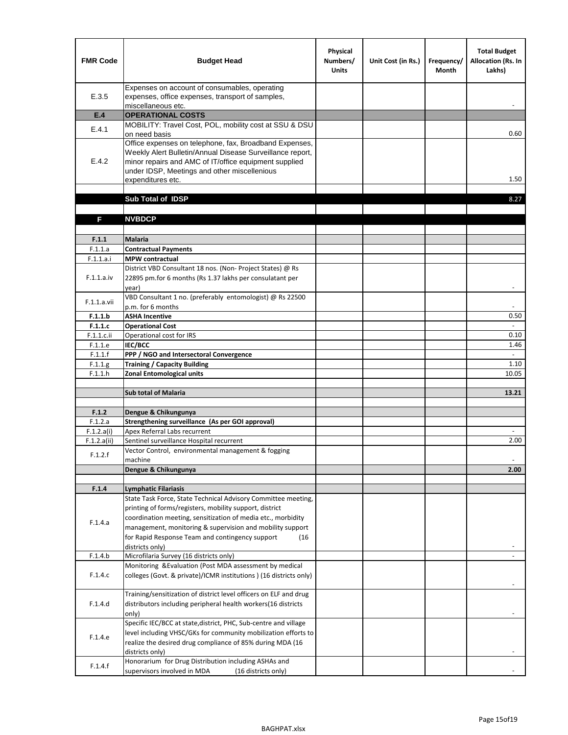| FMR Code | Budget Head | Physical Numbers/ Units | Unit Cost (in Rs.) | Frequency/ Month | Total Budget Allocation (Rs. In Lakhs) |
|---|---|---|---|---|---|
| E.3.5 | Expenses on account of consumables, operating expenses, office expenses, transport of samples, miscellaneous etc. | | | | - |
| **E.4** | **OPERATIONAL COSTS** | | | | |
| E.4.1 | MOBILITY: Travel Cost, POL, mobility cost at SSU & DSU on need basis | | | | 0.60 |
| E.4.2 | Office expenses on telephone, fax, Broadband Expenses, Weekly Alert Bulletin/Annual Disease Surveillance report, minor repairs and AMC of IT/office equipment supplied under IDSP, Meetings and other miscellenious expenditures etc. | | | | 1.50 |
| | | | | | |
| | **Sub Total of IDSP** | | | | 8.27 |
| | | | | | |
| **F** | **NVBDCP** | | | | |
| | | | | | |
| **F.1.1** | **Malaria** | | | | |
| F.1.1.a | **Contractual Payments** | | | | |
| F.1.1.a.i | **MPW contractual** | | | | |
| F.1.1.a.iv | District VBD Consultant 18 nos. (Non- Project States) @ Rs 22895 pm.for 6 months (Rs 1.37 lakhs per consulatant per year) | | | | - |
| F.1.1.a.vii | VBD Consultant 1 no. (preferably entomologist) @ Rs 22500 p.m. for 6 months | | | | - |
| **F.1.1.b** | **ASHA Incentive** | | | | 0.50 |
| **F.1.1.c** | **Operational Cost** | | | | - |
| F.1.1.c.ii | Operational cost for IRS | | | | 0.10 |
| F.1.1.e | **IEC/BCC** | | | | 1.46 |
| F.1.1.f | **PPP / NGO and Intersectoral Convergence** | | | | - |
| F.1.1.g | **Training / Capacity Building** | | | | 1.10 |
| F.1.1.h | **Zonal Entomological units** | | | | 10.05 |
| | | | | | |
| | **Sub total of Malaria** | | | | **13.21** |
| | | | | | |
| **F.1.2** | **Dengue & Chikungunya** | | | | |
| F.1.2.a | **Strengthening surveillance (As per GOI approval)** | | | | |
| F.1.2.a(i) | Apex Referral Labs recurrent | | | | - |
| F.1.2.a(ii) | Sentinel surveillance Hospital recurrent | | | | 2.00 |
| F.1.2.f | Vector Control, environmental management & fogging machine | | | | - |
| | **Dengue & Chikungunya** | | | | **2.00** |
| | | | | | |
| **F.1.4** | **Lymphatic Filariasis** | | | | |
| F.1.4.a | State Task Force, State Technical Advisory Committee meeting, printing of forms/registers, mobility support, district coordination meeting, sensitization of media etc., morbidity management, monitoring & supervision and mobility support for Rapid Response Team and contingency support (16 districts only) | | | | - |
| F.1.4.b | Microfilaria Survey (16 districts only) | | | | - |
| F.1.4.c | Monitoring &Evaluation (Post MDA assessment by medical colleges (Govt. & private)/ICMR institutions ) (16 districts only) | | | | - |
| F.1.4.d | Training/sensitization of district level officers on ELF and drug distributors including peripheral health workers(16 districts only) | | | | - |
| F.1.4.e | Specific IEC/BCC at state,district, PHC, Sub-centre and village level including VHSC/GKs for community mobilization efforts to realize the desired drug compliance of 85% during MDA (16 districts only) | | | | - |
| F.1.4.f | Honorarium for Drug Distribution including ASHAs and supervisors involved in MDA (16 districts only) | | | | - |

BAGHPAT.xlsx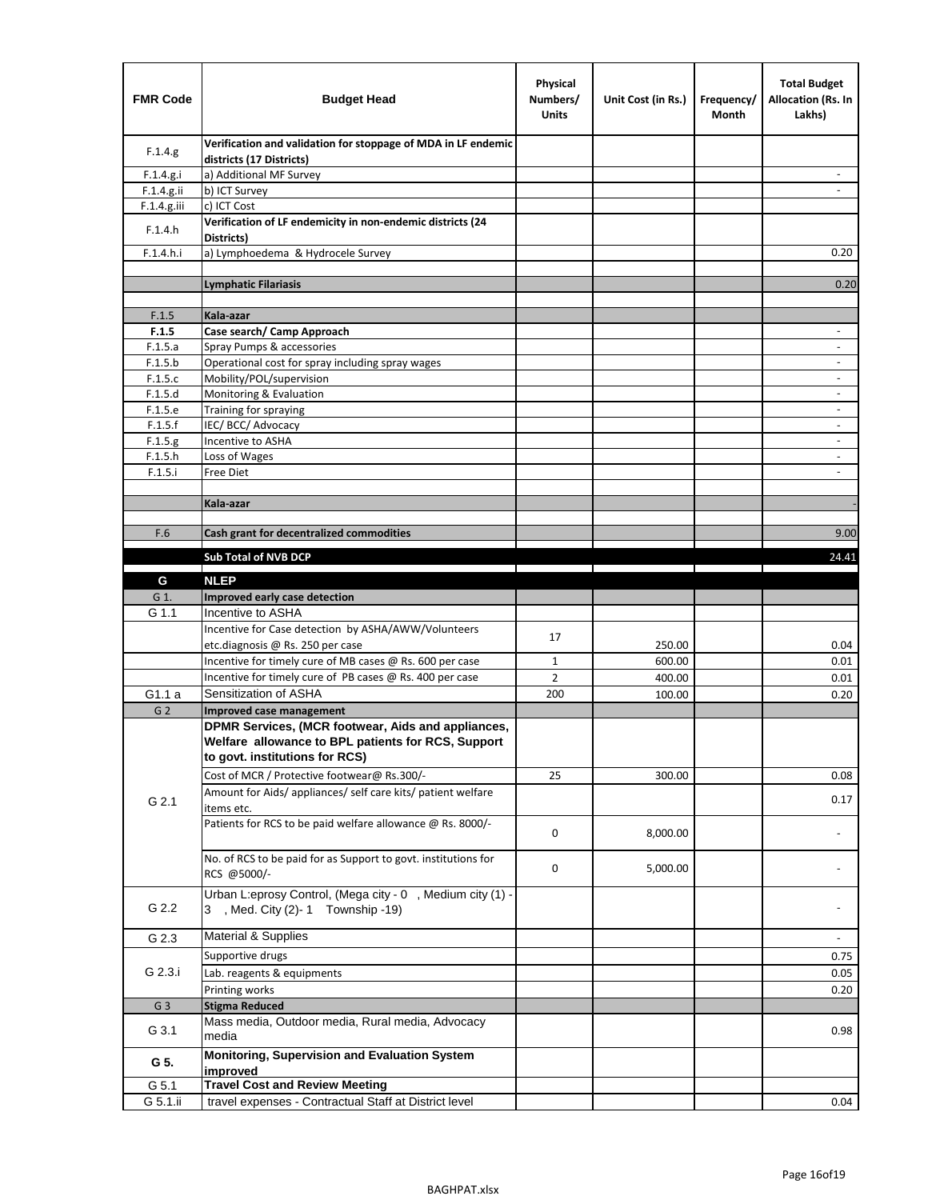| FMR Code | Budget Head | Physical Numbers/ Units | Unit Cost (in Rs.) | Frequency/ Month | Total Budget Allocation (Rs. In Lakhs) |
|---|---|---|---|---|---|
| F.1.4.g | **Verification and validation for stoppage of MDA in LF endemic districts (17 Districts)** | | | | |
| F.1.4.g.i | a) Additional MF Survey | | | | - |
| F.1.4.g.ii | b) ICT Survey | | | | - |
| F.1.4.g.iii | c) ICT Cost | | | | |
| F.1.4.h | **Verification of LF endemicity in non-endemic districts (24 Districts)** | | | | |
| F.1.4.h.i | a) Lymphoedema & Hydrocele Survey | | | | 0.20 |
| | | | | | |
| | **Lymphatic Filariasis** | | | | 0.20 |
| | | | | | |
| F.1.5 | **Kala-azar** | | | | |
| **F.1.5** | **Case search/ Camp Approach** | | | | - |
| F.1.5.a | Spray Pumps & accessories | | | | - |
| F.1.5.b | Operational cost for spray including spray wages | | | | - |
| F.1.5.c | Mobility/POL/supervision | | | | - |
| F.1.5.d | Monitoring & Evaluation | | | | - |
| F.1.5.e | Training for spraying | | | | - |
| F.1.5.f | IEC/ BCC/ Advocacy | | | | - |
| F.1.5.g | Incentive to ASHA | | | | - |
| F.1.5.h | Loss of Wages | | | | - |
| F.1.5.i | Free Diet | | | | - |
| | | | | | |
| | **Kala-azar** | | | | - |
| | | | | | |
| F.6 | **Cash grant for decentralized commodities** | | | | 9.00 |
| | **Sub Total of NVB DCP** | | | | 24.41 |
| **G** | **NLEP** | | | | |
| G 1. | **Improved early case detection** | | | | |
| G 1.1 | Incentive to ASHA | | | | |
| | Incentive for Case detection by ASHA/AWW/Volunteers etc.diagnosis @ Rs. 250 per case | 17 | 250.00 | | 0.04 |
| | Incentive for timely cure of MB cases @ Rs. 600 per case | 1 | 600.00 | | 0.01 |
| | Incentive for timely cure of PB cases @ Rs. 400 per case | 2 | 400.00 | | 0.01 |
| G1.1 a | Sensitization of ASHA | 200 | 100.00 | | 0.20 |
| G 2 | **Improved case management** | | | | |
| G 2.1 | **DPMR Services, (MCR footwear, Aids and appliances, Welfare allowance to BPL patients for RCS, Support to govt. institutions for RCS)** | | | | |
| | Cost of MCR / Protective footwear@ Rs.300/- | 25 | 300.00 | | 0.08 |
| | Amount for Aids/ appliances/ self care kits/ patient welfare items etc. | | | | 0.17 |
| | Patients for RCS to be paid welfare allowance @ Rs. 8000/- | 0 | 8,000.00 | | - |
| | No. of RCS to be paid for as Support to govt. institutions for RCS @5000/- | 0 | 5,000.00 | | - |
| G 2.2 | Urban L:eprosy Control, (Mega city - 0 , Medium city (1) - 3 , Med. City (2)- 1 Township -19) | | | | - |
| G 2.3 | Material & Supplies | | | | - |
| G 2.3.i | Supportive drugs | | | | 0.75 |
| | Lab. reagents & equipments | | | | 0.05 |
| | Printing works | | | | 0.20 |
| G 3 | **Stigma Reduced** | | | | |
| G 3.1 | Mass media, Outdoor media, Rural media, Advocacy media | | | | 0.98 |
| **G 5.** | **Monitoring, Supervision and Evaluation System improved** | | | | |
| G 5.1 | **Travel Cost and Review Meeting** | | | | |
| G 5.1.ii | travel expenses - Contractual Staff at District level | | | | 0.04 |

BAGHPAT.xlsx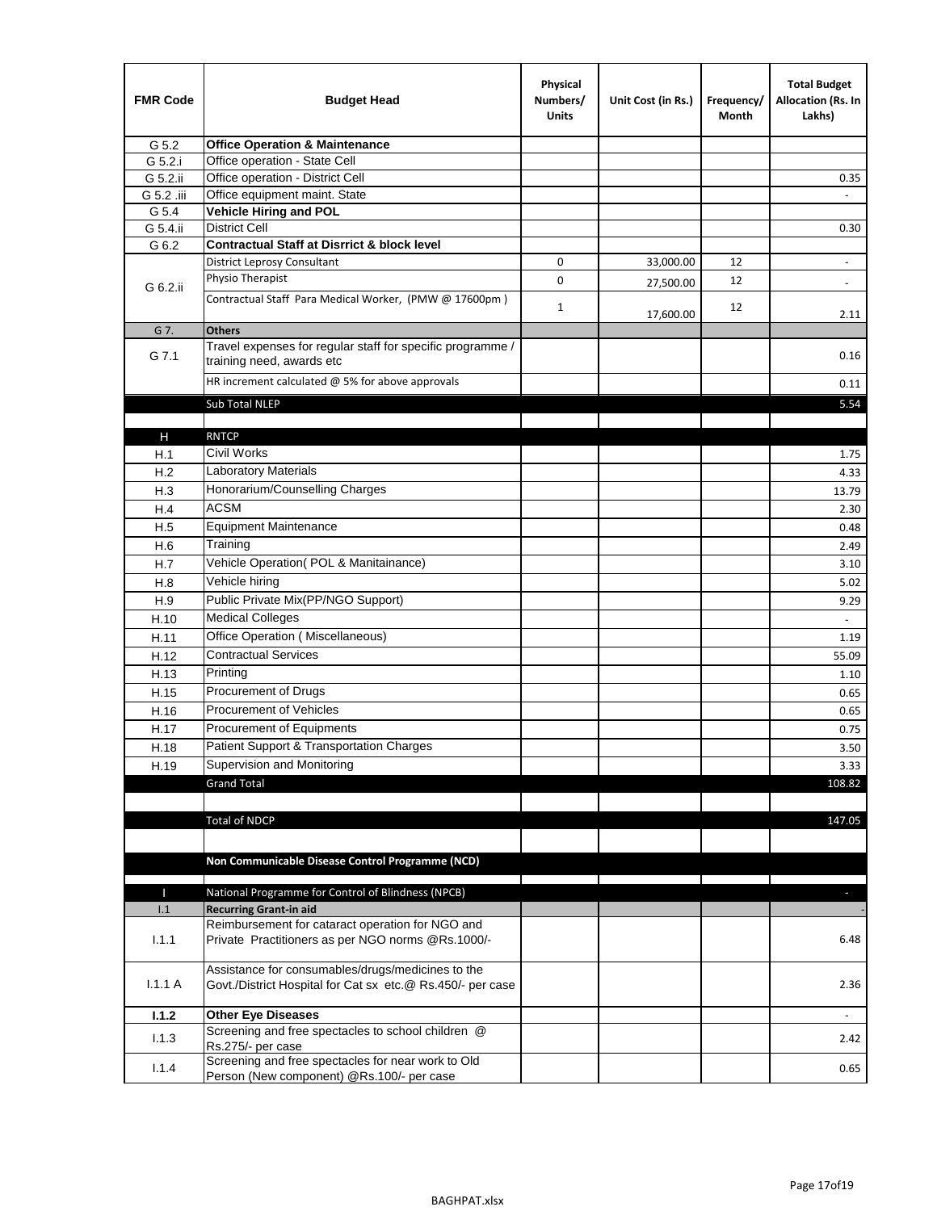| FMR Code | Budget Head | Physical Numbers/ Units | Unit Cost (in Rs.) | Frequency/ Month | Total Budget Allocation (Rs. In Lakhs) |
|---|---|---|---|---|---|
| G 5.2 | **Office Operation & Maintenance** | | | | |
| G 5.2.i | Office operation - State Cell | | | | |
| G 5.2.ii | Office operation - District Cell | | | | 0.35 |
| G 5.2 .iii | Office equipment maint. State | | | | - |
| G 5.4 | **Vehicle Hiring and POL** | | | | |
| G 5.4.ii | District Cell | | | | 0.30 |
| G 6.2 | **Contractual Staff at Disrrict & block level** | | | | |
| G 6.2.ii | District Leprosy Consultant | 0 | 33,000.00 | 12 | - |
| | Physio Therapist | 0 | 27,500.00 | 12 | - |
| | Contractual Staff Para Medical Worker, (PMW @ 17600pm ) | 1 | 17,600.00 | 12 | 2.11 |
| G 7. | **Others** | | | | |
| G 7.1 | Travel expenses for regular staff for specific programme / training need, awards etc | | | | 0.16 |
| | HR increment calculated @ 5% for above approvals | | | | 0.11 |
| | Sub Total NLEP | | | | 5.54 |
| | | | | | |
| H | RNTCP | | | | |
| H.1 | Civil Works | | | | 1.75 |
| H.2 | Laboratory Materials | | | | 4.33 |
| H.3 | Honorarium/Counselling Charges | | | | 13.79 |
| H.4 | ACSM | | | | 2.30 |
| H.5 | Equipment Maintenance | | | | 0.48 |
| H.6 | Training | | | | 2.49 |
| H.7 | Vehicle Operation( POL & Manitainance) | | | | 3.10 |
| H.8 | Vehicle hiring | | | | 5.02 |
| H.9 | Public Private Mix(PP/NGO Support) | | | | 9.29 |
| H.10 | Medical Colleges | | | | - |
| H.11 | Office Operation ( Miscellaneous) | | | | 1.19 |
| H.12 | Contractual Services | | | | 55.09 |
| H.13 | Printing | | | | 1.10 |
| H.15 | Procurement of Drugs | | | | 0.65 |
| H.16 | Procurement of Vehicles | | | | 0.65 |
| H.17 | Procurement of Equipments | | | | 0.75 |
| H.18 | Patient Support & Transportation Charges | | | | 3.50 |
| H.19 | Supervision and Monitoring | | | | 3.33 |
| | Grand Total | | | | 108.82 |
| | | | | | |
| | Total of NDCP | | | | 147.05 |
| | | | | | |
| | **Non Communicable Disease Control Programme (NCD)** | | | | |
| I | National Programme for Control of Blindness (NPCB) | | | | - |
| I.1 | **Recurring Grant-in aid** | | | | - |
| I.1.1 | Reimbursement for cataract operation for NGO and Private Practitioners as per NGO norms @Rs.1000/- | | | | 6.48 |
| I.1.1 A | Assistance for consumables/drugs/medicines to the Govt./District Hospital for Cat sx etc.@ Rs.450/- per case | | | | 2.36 |
| **I.1.2** | **Other Eye Diseases** | | | | - |
| I.1.3 | Screening and free spectacles to school children @ Rs.275/- per case | | | | 2.42 |
| I.1.4 | Screening and free spectacles for near work to Old Person (New component) @Rs.100/- per case | | | | 0.65 |

BAGHPAT.xlsx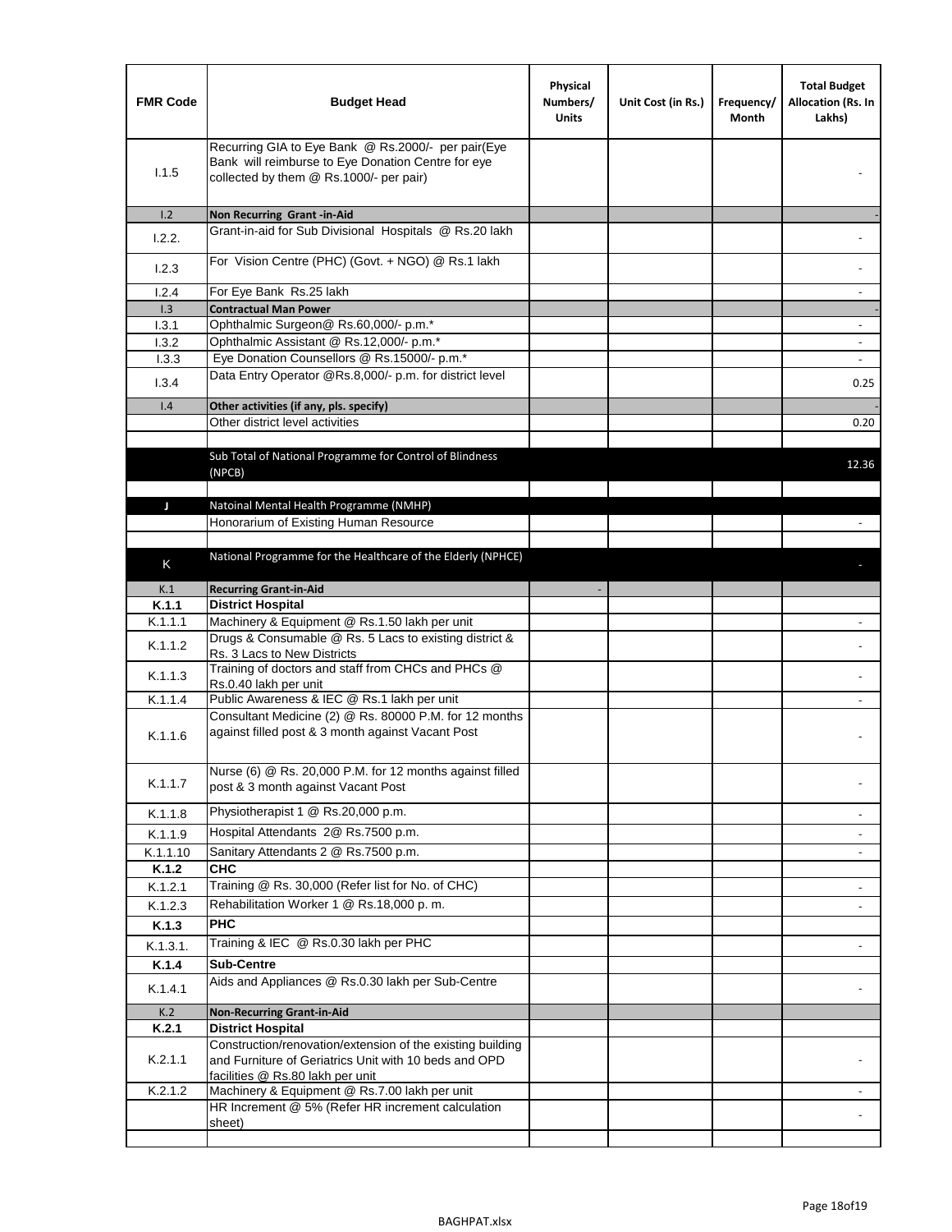| FMR Code | Budget Head | Physical Numbers/ Units | Unit Cost (in Rs.) | Frequency/ Month | Total Budget Allocation (Rs. In Lakhs) |
|---|---|---|---|---|---|
| I.1.5 | Recurring GIA to Eye Bank @ Rs.2000/- per pair(Eye Bank will reimburse to Eye Donation Centre for eye collected by them @ Rs.1000/- per pair) | | | | - |
| I.2 | **Non Recurring Grant -in-Aid** | | | | - |
| I.2.2. | Grant-in-aid for Sub Divisional Hospitals @ Rs.20 lakh | | | | - |
| I.2.3 | For Vision Centre (PHC) (Govt. + NGO) @ Rs.1 lakh | | | | - |
| I.2.4 | For Eye Bank Rs.25 lakh | | | | - |
| I.3 | **Contractual Man Power** | | | | - |
| I.3.1 | Ophthalmic Surgeon@ Rs.60,000/- p.m.* | | | | - |
| I.3.2 | Ophthalmic Assistant @ Rs.12,000/- p.m.* | | | | - |
| I.3.3 | Eye Donation Counsellors @ Rs.15000/- p.m.* | | | | - |
| I.3.4 | Data Entry Operator @Rs.8,000/- p.m. for district level | | | | 0.25 |
| I.4 | **Other activities (if any, pls. specify)** | | | | - |
| | Other district level activities | | | | 0.20 |
| | | | | | |
| | Sub Total of National Programme for Control of Blindness (NPCB) | | | | 12.36 |
| | | | | | |
| J | Natoinal Mental Health Programme (NMHP) | | | | |
| | Honorarium of Existing Human Resource | | | | - |
| | | | | | |
| K | National Programme for the Healthcare of the Elderly (NPHCE) | | | | - |
| K.1 | **Recurring Grant-in-Aid** | - | | | |
| **K.1.1** | **District Hospital** | | | | |
| K.1.1.1 | Machinery & Equipment @ Rs.1.50 lakh per unit | | | | - |
| K.1.1.2 | Drugs & Consumable @ Rs. 5 Lacs to existing district & Rs. 3 Lacs to New Districts | | | | - |
| K.1.1.3 | Training of doctors and staff from CHCs and PHCs @ Rs.0.40 lakh per unit | | | | - |
| K.1.1.4 | Public Awareness & IEC @ Rs.1 lakh per unit | | | | - |
| K.1.1.6 | Consultant Medicine (2) @ Rs. 80000 P.M. for 12 months against filled post & 3 month against Vacant Post | | | | - |
| K.1.1.7 | Nurse (6) @ Rs. 20,000 P.M. for 12 months against filled post & 3 month against Vacant Post | | | | - |
| K.1.1.8 | Physiotherapist 1 @ Rs.20,000 p.m. | | | | - |
| K.1.1.9 | Hospital Attendants 2@ Rs.7500 p.m. | | | | - |
| K.1.1.10 | Sanitary Attendants 2 @ Rs.7500 p.m. | | | | - |
| **K.1.2** | **CHC** | | | | |
| K.1.2.1 | Training @ Rs. 30,000 (Refer list for No. of CHC) | | | | - |
| K.1.2.3 | Rehabilitation Worker 1 @ Rs.18,000 p. m. | | | | - |
| **K.1.3** | **PHC** | | | | |
| K.1.3.1. | Training & IEC @ Rs.0.30 lakh per PHC | | | | - |
| **K.1.4** | **Sub-Centre** | | | | |
| K.1.4.1 | Aids and Appliances @ Rs.0.30 lakh per Sub-Centre | | | | - |
| K.2 | **Non-Recurring Grant-in-Aid** | | | | |
| **K.2.1** | **District Hospital** | | | | |
| K.2.1.1 | Construction/renovation/extension of the existing building and Furniture of Geriatrics Unit with 10 beds and OPD facilities @ Rs.80 lakh per unit | | | | - |
| K.2.1.2 | Machinery & Equipment @ Rs.7.00 lakh per unit | | | | - |
| | HR Increment @ 5% (Refer HR increment calculation sheet) | | | | - |
| | | | | | |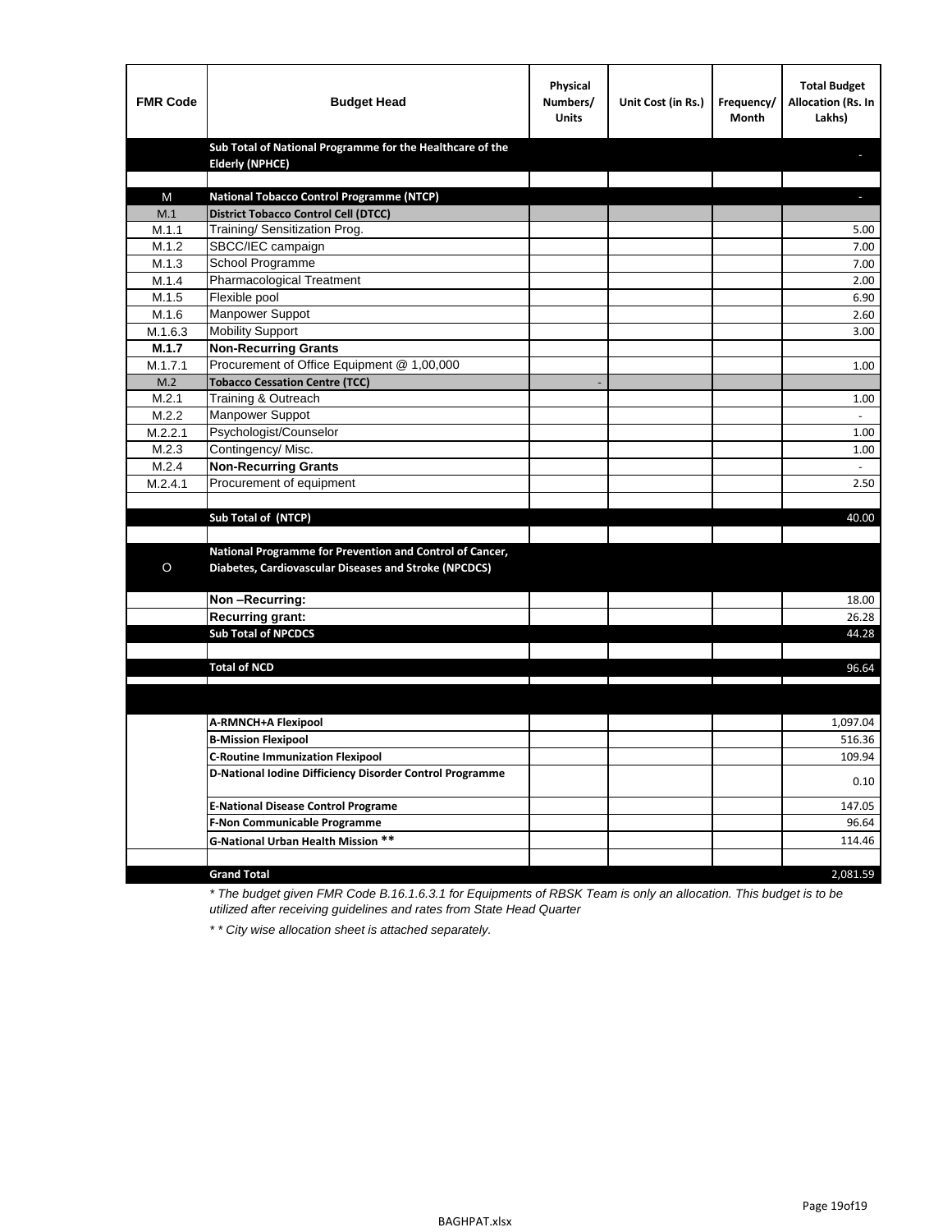| FMR Code | Budget Head | Physical Numbers/ Units | Unit Cost (in Rs.) | Frequency/ Month | Total Budget Allocation (Rs. In Lakhs) |
|---|---|---|---|---|---|
| | **Sub Total of National Programme for the Healthcare of the Elderly (NPHCE)** | | | | - |
| | | | | | |
| M | **National Tobacco Control Programme (NTCP)** | | | | - |
| M.1 | **District Tobacco Control Cell (DTCC)** | | | | |
| M.1.1 | Training/ Sensitization Prog. | | | | 5.00 |
| M.1.2 | SBCC/IEC campaign | | | | 7.00 |
| M.1.3 | School Programme | | | | 7.00 |
| M.1.4 | Pharmacological Treatment | | | | 2.00 |
| M.1.5 | Flexible pool | | | | 6.90 |
| M.1.6 | Manpower Suppot | | | | 2.60 |
| M.1.6.3 | Mobility Support | | | | 3.00 |
| **M.1.7** | **Non-Recurring Grants** | | | | |
| M.1.7.1 | Procurement of Office Equipment @ 1,00,000 | | | | 1.00 |
| M.2 | **Tobacco Cessation Centre (TCC)** | - | | | |
| M.2.1 | Training & Outreach | | | | 1.00 |
| M.2.2 | Manpower Suppot | | | | - |
| M.2.2.1 | Psychologist/Counselor | | | | 1.00 |
| M.2.3 | Contingency/ Misc. | | | | 1.00 |
| M.2.4 | **Non-Recurring Grants** | | | | - |
| M.2.4.1 | Procurement of equipment | | | | 2.50 |
| | | | | | |
| | **Sub Total of (NTCP)** | | | | 40.00 |
| | | | | | |
| O | **National Programme for Prevention and Control of Cancer, Diabetes, Cardiovascular Diseases and Stroke (NPCDCS)** | | | | |
| | **Non –Recurring:** | | | | 18.00 |
| | **Recurring grant:** | | | | 26.28 |
| | **Sub Total of NPCDCS** | | | | 44.28 |
| | | | | | |
| | **Total of NCD** | | | | 96.64 |
| | | | | | |
| | **A-RMNCH+A Flexipool** | | | | 1,097.04 |
| | **B-Mission Flexipool** | | | | 516.36 |
| | **C-Routine Immunization Flexipool** | | | | 109.94 |
| | **D-National Iodine Difficiency Disorder Control Programme** | | | | 0.10 |
| | **E-National Disease Control Programe** | | | | 147.05 |
| | **F-Non Communicable Programme** | | | | 96.64 |
| | **G-National Urban Health Mission \*\*** | | | | 114.46 |
| | | | | | |
| | **Grand Total** | | | | 2,081.59 |

*\* The budget given FMR Code B.16.1.6.3.1 for Equipments of RBSK Team is only an allocation. This budget is to be utilized after receiving guidelines and rates from State Head Quarter*

*\* \* City wise allocation sheet is attached separately.*